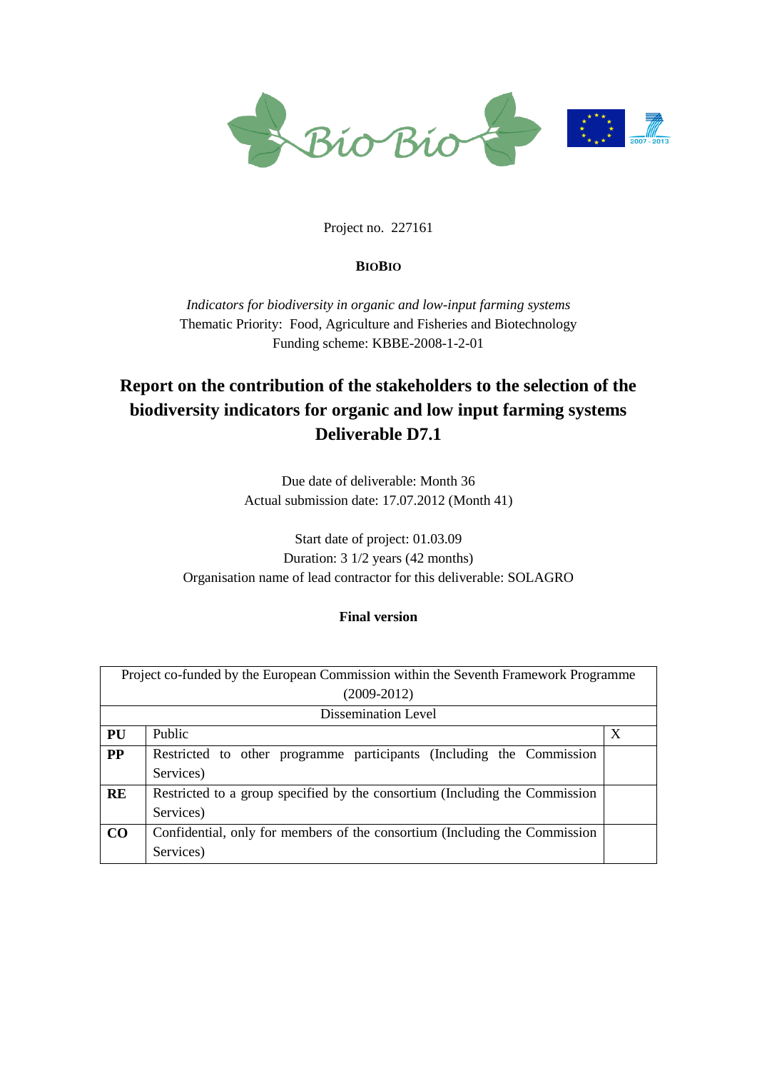Project no. 227161

**BIOBIO**

*Indicators for biodiversity in organic and low-input farming systems*
Thematic Priority: Food, Agriculture and Fisheries and Biotechnology
Funding scheme: KBBE-2008-1-2-01

# Report on the contribution of the stakeholders to the selection of the biodiversity indicators for organic and low input farming systems Deliverable D7.1

Due date of deliverable: Month 36
Actual submission date: 17.07.2012 (Month 41)

Start date of project: 01.03.09
Duration: 3 1/2 years (42 months)
Organisation name of lead contractor for this deliverable: SOLAGRO

**Final version**

| Project co-funded by the European Commission within the Seventh Framework Programme (2009-2012) | | |
|---|---|---|
| Dissemination Level | | |
| **PU** | Public | X |
| **PP** | Restricted to other programme participants (Including the Commission Services) | |
| **RE** | Restricted to a group specified by the consortium (Including the Commission Services) | |
| **CO** | Confidential, only for members of the consortium (Including the Commission Services) | |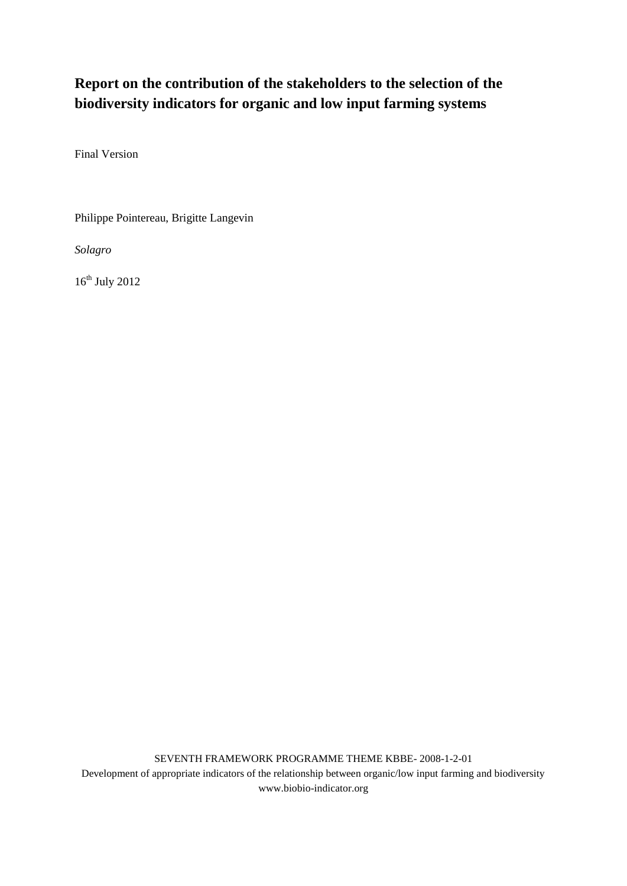# Report on the contribution of the stakeholders to the selection of the biodiversity indicators for organic and low input farming systems

Final Version

Philippe Pointereau, Brigitte Langevin

*Solagro*

16th July 2012

SEVENTH FRAMEWORK PROGRAMME THEME KBBE- 2008-1-2-01

Development of appropriate indicators of the relationship between organic/low input farming and biodiversity

www.biobio-indicator.org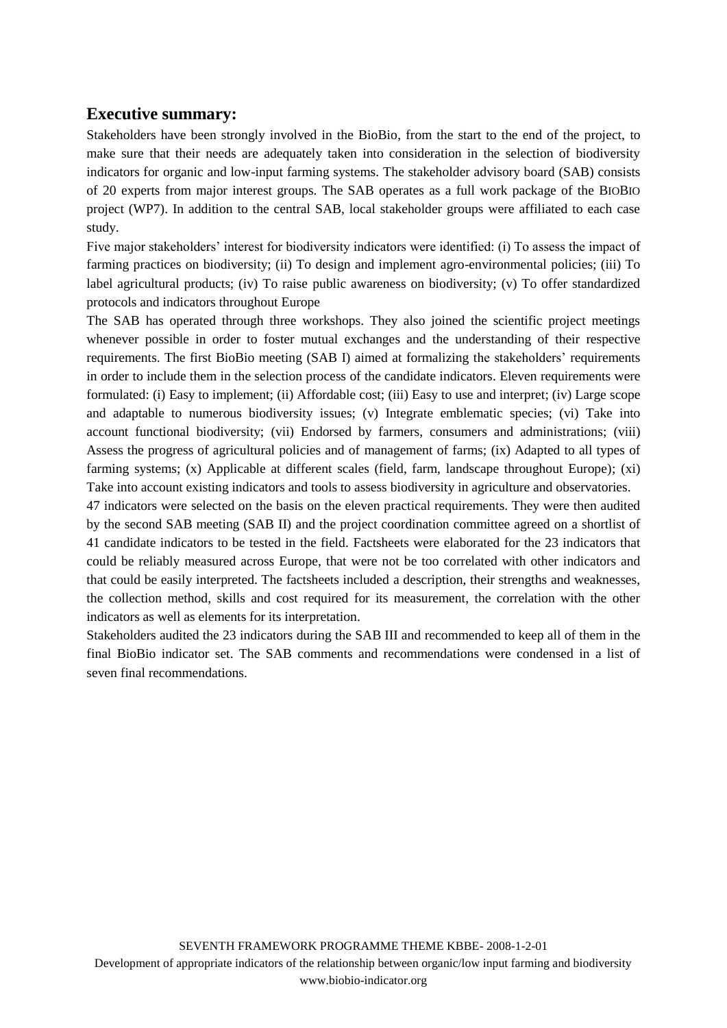## Executive summary:

Stakeholders have been strongly involved in the BioBio, from the start to the end of the project, to make sure that their needs are adequately taken into consideration in the selection of biodiversity indicators for organic and low-input farming systems. The stakeholder advisory board (SAB) consists of 20 experts from major interest groups. The SAB operates as a full work package of the BIOBIO project (WP7). In addition to the central SAB, local stakeholder groups were affiliated to each case study.

Five major stakeholders' interest for biodiversity indicators were identified: (i) To assess the impact of farming practices on biodiversity; (ii) To design and implement agro-environmental policies; (iii) To label agricultural products; (iv) To raise public awareness on biodiversity; (v) To offer standardized protocols and indicators throughout Europe

The SAB has operated through three workshops. They also joined the scientific project meetings whenever possible in order to foster mutual exchanges and the understanding of their respective requirements. The first BioBio meeting (SAB I) aimed at formalizing the stakeholders' requirements in order to include them in the selection process of the candidate indicators. Eleven requirements were formulated: (i) Easy to implement; (ii) Affordable cost; (iii) Easy to use and interpret; (iv) Large scope and adaptable to numerous biodiversity issues; (v) Integrate emblematic species; (vi) Take into account functional biodiversity; (vii) Endorsed by farmers, consumers and administrations; (viii) Assess the progress of agricultural policies and of management of farms; (ix) Adapted to all types of farming systems; (x) Applicable at different scales (field, farm, landscape throughout Europe); (xi) Take into account existing indicators and tools to assess biodiversity in agriculture and observatories.

47 indicators were selected on the basis on the eleven practical requirements. They were then audited by the second SAB meeting (SAB II) and the project coordination committee agreed on a shortlist of 41 candidate indicators to be tested in the field. Factsheets were elaborated for the 23 indicators that could be reliably measured across Europe, that were not be too correlated with other indicators and that could be easily interpreted. The factsheets included a description, their strengths and weaknesses, the collection method, skills and cost required for its measurement, the correlation with the other indicators as well as elements for its interpretation.

Stakeholders audited the 23 indicators during the SAB III and recommended to keep all of them in the final BioBio indicator set. The SAB comments and recommendations were condensed in a list of seven final recommendations.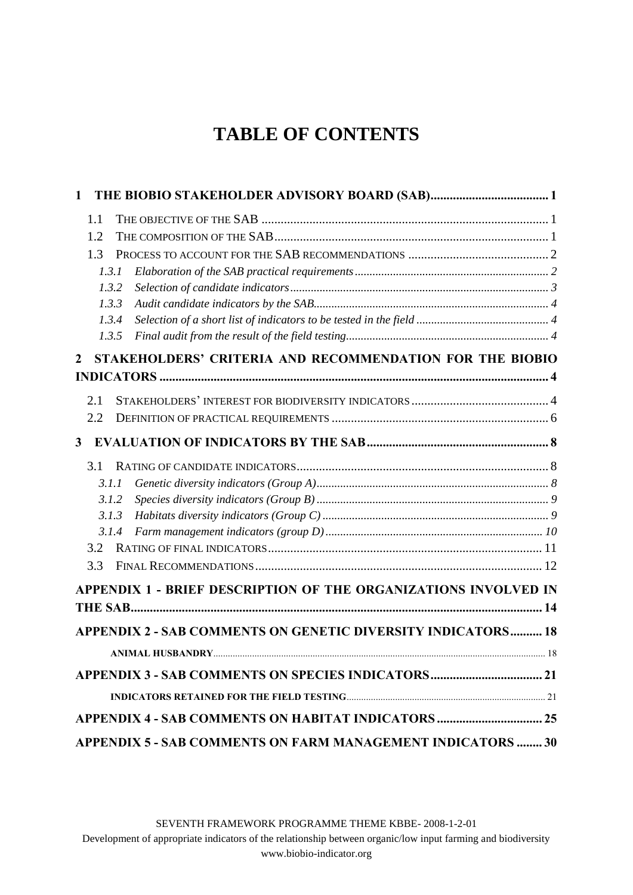# TABLE OF CONTENTS

**1 THE BIOBIO STAKEHOLDER ADVISORY BOARD (SAB)..................................... 1**

1.1 THE OBJECTIVE OF THE SAB ........................................................................................ 1

1.2 THE COMPOSITION OF THE SAB..................................................................................... 1

1.3 PROCESS TO ACCOUNT FOR THE SAB RECOMMENDATIONS ........................................... 2

*1.3.1 Elaboration of the SAB practical requirements................................................................ 2*

*1.3.2 Selection of candidate indicators....................................................................................... 3*

*1.3.3 Audit candidate indicators by the SAB.............................................................................. 4*

*1.3.4 Selection of a short list of indicators to be tested in the field ............................................ 4*

*1.3.5 Final audit from the result of the field testing................................................................... 4*

**2 STAKEHOLDERS' CRITERIA AND RECOMMENDATION FOR THE BIOBIO INDICATORS ........................................................................................................................ 4**

2.1 STAKEHOLDERS' INTEREST FOR BIODIVERSITY INDICATORS .......................................... 4

2.2 DEFINITION OF PRACTICAL REQUIREMENTS .................................................................... 6

**3 EVALUATION OF INDICATORS BY THE SAB........................................................ 8**

3.1 RATING OF CANDIDATE INDICATORS.............................................................................. 8

*3.1.1 Genetic diversity indicators (Group A)............................................................................. 8*

*3.1.2 Species diversity indicators (Group B) ............................................................................. 9*

*3.1.3 Habitats diversity indicators (Group C) ........................................................................... 9*

*3.1.4 Farm management indicators (group D)......................................................................... 10*

3.2 RATING OF FINAL INDICATORS...................................................................................... 11

3.3 FINAL RECOMMENDATIONS.......................................................................................... 12

**APPENDIX 1 - BRIEF DESCRIPTION OF THE ORGANIZATIONS INVOLVED IN THE SAB............................................................................................................................... 14**

**APPENDIX 2 - SAB COMMENTS ON GENETIC DIVERSITY INDICATORS.......... 18**

**ANIMAL HUSBANDRY....................................................................................................... 18**

**APPENDIX 3 - SAB COMMENTS ON SPECIES INDICATORS.................................. 21**

**INDICATORS RETAINED FOR THE FIELD TESTING.................................................................. 21**

**APPENDIX 4 - SAB COMMENTS ON HABITAT INDICATORS ................................ 25**

**APPENDIX 5 - SAB COMMENTS ON FARM MANAGEMENT INDICATORS ........ 30**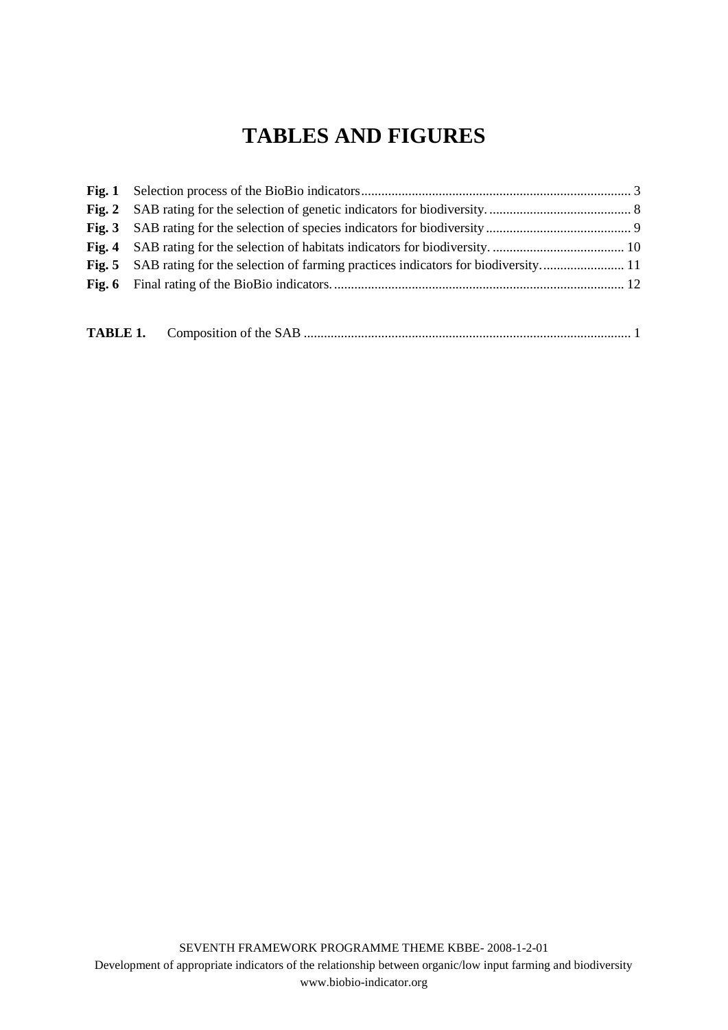# TABLES AND FIGURES

**Fig. 1** Selection process of the BioBio indicators ..... 3
**Fig. 2** SAB rating for the selection of genetic indicators for biodiversity. ..... 8
**Fig. 3** SAB rating for the selection of species indicators for biodiversity ..... 9
**Fig. 4** SAB rating for the selection of habitats indicators for biodiversity. ..... 10
**Fig. 5** SAB rating for the selection of farming practices indicators for biodiversity. ..... 11
**Fig. 6** Final rating of the BioBio indicators. ..... 12

**TABLE 1.** Composition of the SAB ..... 1

SEVENTH FRAMEWORK PROGRAMME THEME KBBE- 2008-1-2-01
Development of appropriate indicators of the relationship between organic/low input farming and biodiversity
www.biobio-indicator.org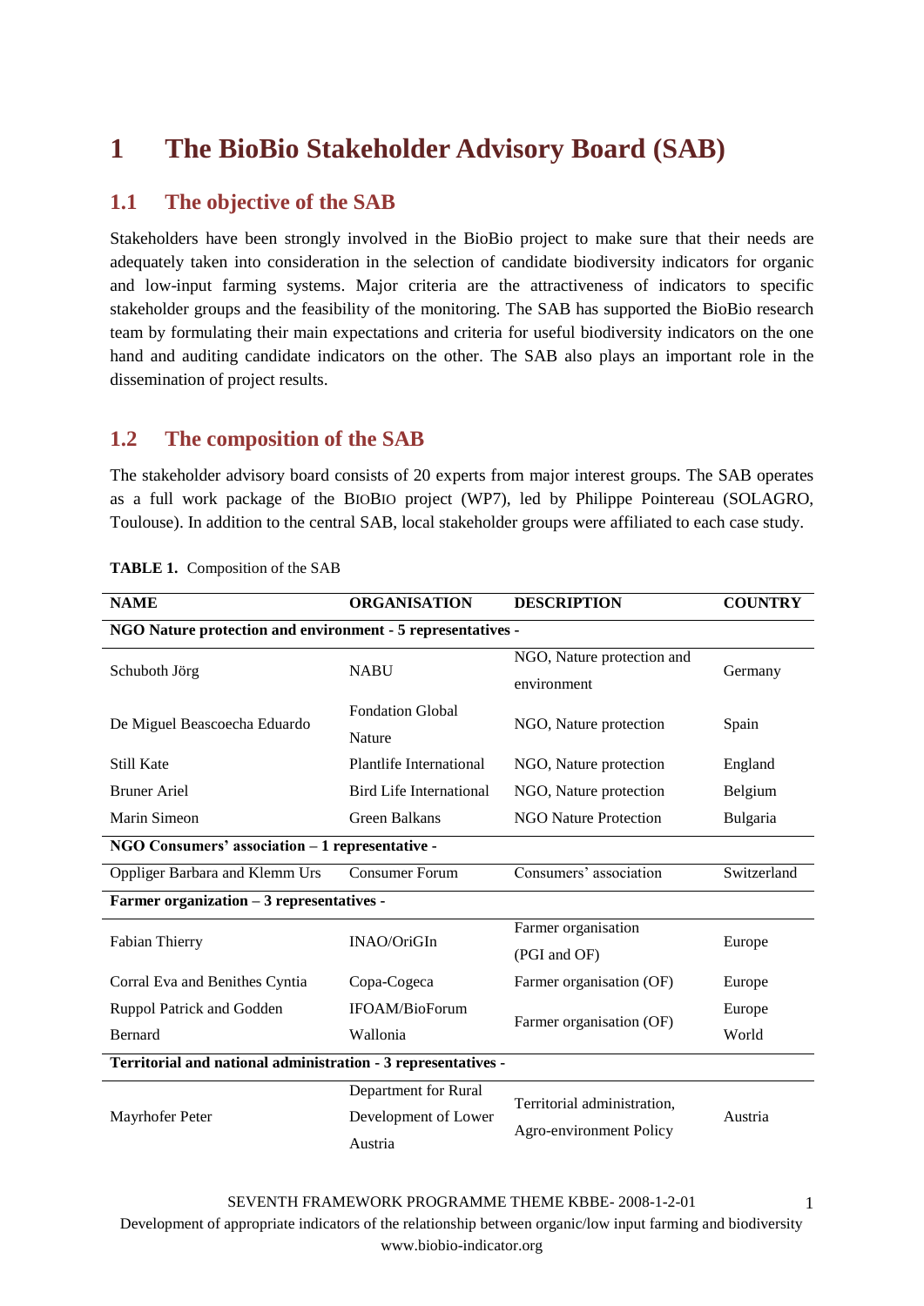# 1 The BioBio Stakeholder Advisory Board (SAB)

## 1.1 The objective of the SAB

Stakeholders have been strongly involved in the BioBio project to make sure that their needs are adequately taken into consideration in the selection of candidate biodiversity indicators for organic and low-input farming systems. Major criteria are the attractiveness of indicators to specific stakeholder groups and the feasibility of the monitoring. The SAB has supported the BioBio research team by formulating their main expectations and criteria for useful biodiversity indicators on the one hand and auditing candidate indicators on the other. The SAB also plays an important role in the dissemination of project results.

## 1.2 The composition of the SAB

The stakeholder advisory board consists of 20 experts from major interest groups. The SAB operates as a full work package of the BIOBIO project (WP7), led by Philippe Pointereau (SOLAGRO, Toulouse). In addition to the central SAB, local stakeholder groups were affiliated to each case study.

**TABLE 1.** Composition of the SAB

| NAME | ORGANISATION | DESCRIPTION | COUNTRY |
|---|---|---|---|
| **NGO Nature protection and environment - 5 representatives -** | | | |
| Schuboth Jörg | NABU | NGO, Nature protection and environment | Germany |
| De Miguel Beascoecha Eduardo | Fondation Global Nature | NGO, Nature protection | Spain |
| Still Kate | Plantlife International | NGO, Nature protection | England |
| Bruner Ariel | Bird Life International | NGO, Nature protection | Belgium |
| Marin Simeon | Green Balkans | NGO Nature Protection | Bulgaria |
| **NGO Consumers' association – 1 representative -** | | | |
| Oppliger Barbara and Klemm Urs | Consumer Forum | Consumers' association | Switzerland |
| **Farmer organization – 3 representatives -** | | | |
| Fabian Thierry | INAO/OriGIn | Farmer organisation (PGI and OF) | Europe |
| Corral Eva and Benithes Cyntia | Copa-Cogeca | Farmer organisation (OF) | Europe |
| Ruppol Patrick and Godden Bernard | IFOAM/BioForum Wallonia | Farmer organisation (OF) | Europe World |
| **Territorial and national administration - 3 representatives -** | | | |
| Mayrhofer Peter | Department for Rural Development of Lower Austria | Territorial administration, Agro-environment Policy | Austria |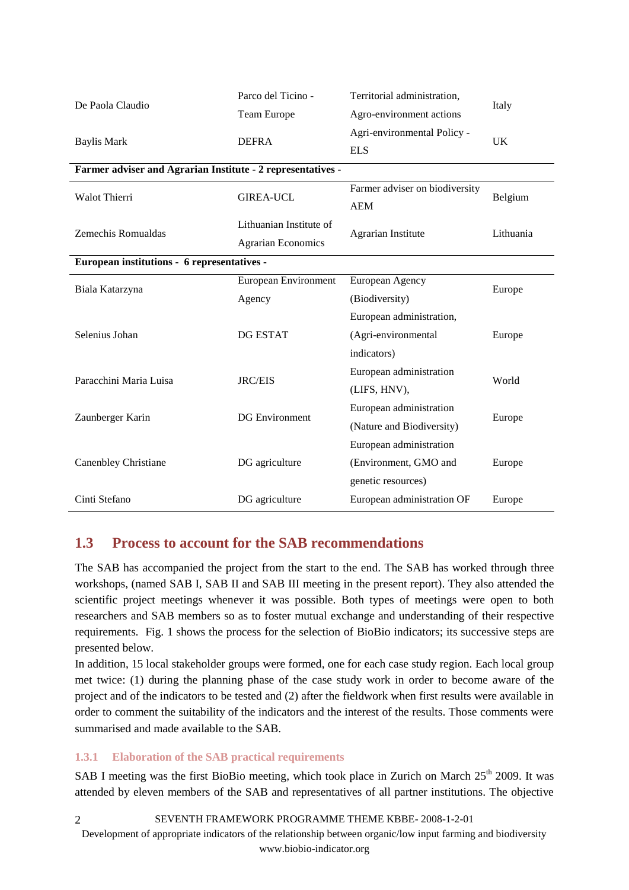| | | | |
|---|---|---|---|
| De Paola Claudio | Parco del Ticino - Team Europe | Territorial administration, Agro-environment actions | Italy |
| Baylis Mark | DEFRA | Agri-environmental Policy - ELS | UK |
| **Farmer adviser and Agrarian Institute - 2 representatives -** | | | |
| Walot Thierri | GIREA-UCL | Farmer adviser on biodiversity AEM | Belgium |
| Zemechis Romualdas | Lithuanian Institute of Agrarian Economics | Agrarian Institute | Lithuania |
| **European institutions - 6 representatives -** | | | |
| Biala Katarzyna | European Environment Agency | European Agency (Biodiversity) | Europe |
| Selenius Johan | DG ESTAT | European administration, (Agri-environmental indicators) | Europe |
| Paracchini Maria Luisa | JRC/EIS | European administration (LIFS, HNV), | World |
| Zaunberger Karin | DG Environment | European administration (Nature and Biodiversity) | Europe |
| Canenbley Christiane | DG agriculture | European administration (Environment, GMO and genetic resources) | Europe |
| Cinti Stefano | DG agriculture | European administration OF | Europe |

## 1.3 Process to account for the SAB recommendations

The SAB has accompanied the project from the start to the end. The SAB has worked through three workshops, (named SAB I, SAB II and SAB III meeting in the present report). They also attended the scientific project meetings whenever it was possible. Both types of meetings were open to both researchers and SAB members so as to foster mutual exchange and understanding of their respective requirements. Fig. 1 shows the process for the selection of BioBio indicators; its successive steps are presented below.

In addition, 15 local stakeholder groups were formed, one for each case study region. Each local group met twice: (1) during the planning phase of the case study work in order to become aware of the project and of the indicators to be tested and (2) after the fieldwork when first results were available in order to comment the suitability of the indicators and the interest of the results. Those comments were summarised and made available to the SAB.

### 1.3.1 Elaboration of the SAB practical requirements

SAB I meeting was the first BioBio meeting, which took place in Zurich on March 25th 2009. It was attended by eleven members of the SAB and representatives of all partner institutions. The objective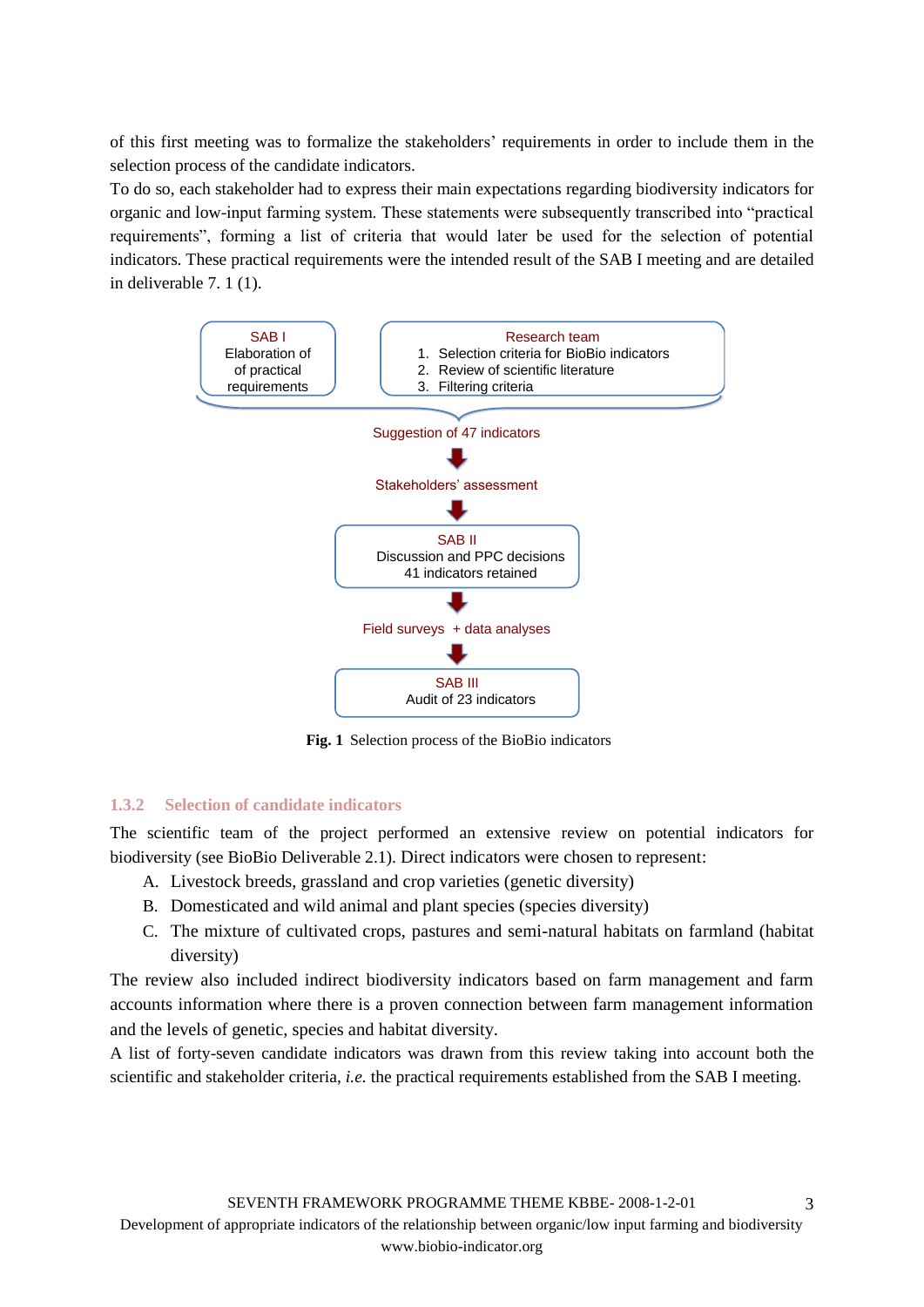of this first meeting was to formalize the stakeholders' requirements in order to include them in the selection process of the candidate indicators.

To do so, each stakeholder had to express their main expectations regarding biodiversity indicators for organic and low-input farming system. These statements were subsequently transcribed into "practical requirements", forming a list of criteria that would later be used for the selection of potential indicators. These practical requirements were the intended result of the SAB I meeting and are detailed in deliverable 7. 1 (1).

SAB I
Elaboration of of practical requirements

Research team
1. Selection criteria for BioBio indicators
2. Review of scientific literature
3. Filtering criteria

Suggestion of 47 indicators

Stakeholders' assessment

SAB II
Discussion and PPC decisions
41 indicators retained

Field surveys + data analyses

SAB III
Audit of 23 indicators

**Fig. 1** Selection process of the BioBio indicators

### 1.3.2 Selection of candidate indicators

The scientific team of the project performed an extensive review on potential indicators for biodiversity (see BioBio Deliverable 2.1). Direct indicators were chosen to represent:

A. Livestock breeds, grassland and crop varieties (genetic diversity)
B. Domesticated and wild animal and plant species (species diversity)
C. The mixture of cultivated crops, pastures and semi-natural habitats on farmland (habitat diversity)

The review also included indirect biodiversity indicators based on farm management and farm accounts information where there is a proven connection between farm management information and the levels of genetic, species and habitat diversity.

A list of forty-seven candidate indicators was drawn from this review taking into account both the scientific and stakeholder criteria, *i.e.* the practical requirements established from the SAB I meeting.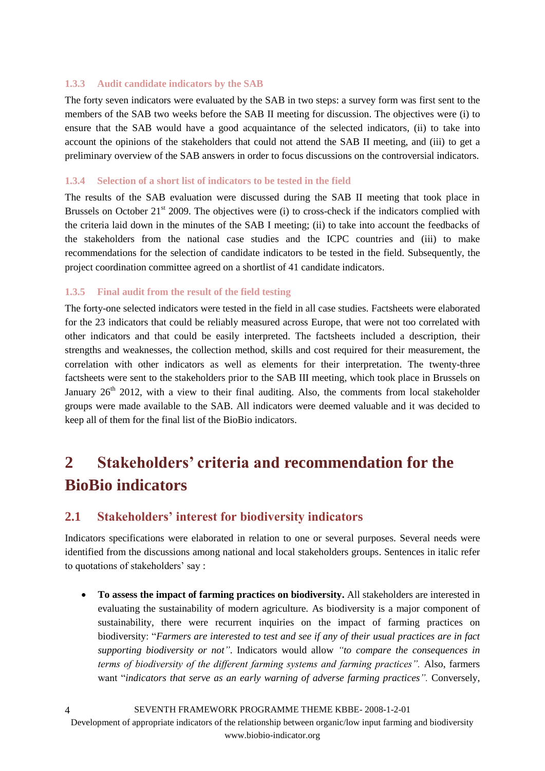### 1.3.3 Audit candidate indicators by the SAB

The forty seven indicators were evaluated by the SAB in two steps: a survey form was first sent to the members of the SAB two weeks before the SAB II meeting for discussion. The objectives were (i) to ensure that the SAB would have a good acquaintance of the selected indicators, (ii) to take into account the opinions of the stakeholders that could not attend the SAB II meeting, and (iii) to get a preliminary overview of the SAB answers in order to focus discussions on the controversial indicators.

### 1.3.4 Selection of a short list of indicators to be tested in the field

The results of the SAB evaluation were discussed during the SAB II meeting that took place in Brussels on October 21st 2009. The objectives were (i) to cross-check if the indicators complied with the criteria laid down in the minutes of the SAB I meeting; (ii) to take into account the feedbacks of the stakeholders from the national case studies and the ICPC countries and (iii) to make recommendations for the selection of candidate indicators to be tested in the field. Subsequently, the project coordination committee agreed on a shortlist of 41 candidate indicators.

### 1.3.5 Final audit from the result of the field testing

The forty-one selected indicators were tested in the field in all case studies. Factsheets were elaborated for the 23 indicators that could be reliably measured across Europe, that were not too correlated with other indicators and that could be easily interpreted. The factsheets included a description, their strengths and weaknesses, the collection method, skills and cost required for their measurement, the correlation with other indicators as well as elements for their interpretation. The twenty-three factsheets were sent to the stakeholders prior to the SAB III meeting, which took place in Brussels on January 26th 2012, with a view to their final auditing. Also, the comments from local stakeholder groups were made available to the SAB. All indicators were deemed valuable and it was decided to keep all of them for the final list of the BioBio indicators.

# 2 Stakeholders' criteria and recommendation for the BioBio indicators

## 2.1 Stakeholders' interest for biodiversity indicators

Indicators specifications were elaborated in relation to one or several purposes. Several needs were identified from the discussions among national and local stakeholders groups. Sentences in italic refer to quotations of stakeholders' say :

- **To assess the impact of farming practices on biodiversity.** All stakeholders are interested in evaluating the sustainability of modern agriculture. As biodiversity is a major component of sustainability, there were recurrent inquiries on the impact of farming practices on biodiversity: "*Farmers are interested to test and see if any of their usual practices are in fact supporting biodiversity or not*". Indicators would allow *"to compare the consequences in terms of biodiversity of the different farming systems and farming practices".* Also, farmers want "*indicators that serve as an early warning of adverse farming practices".* Conversely,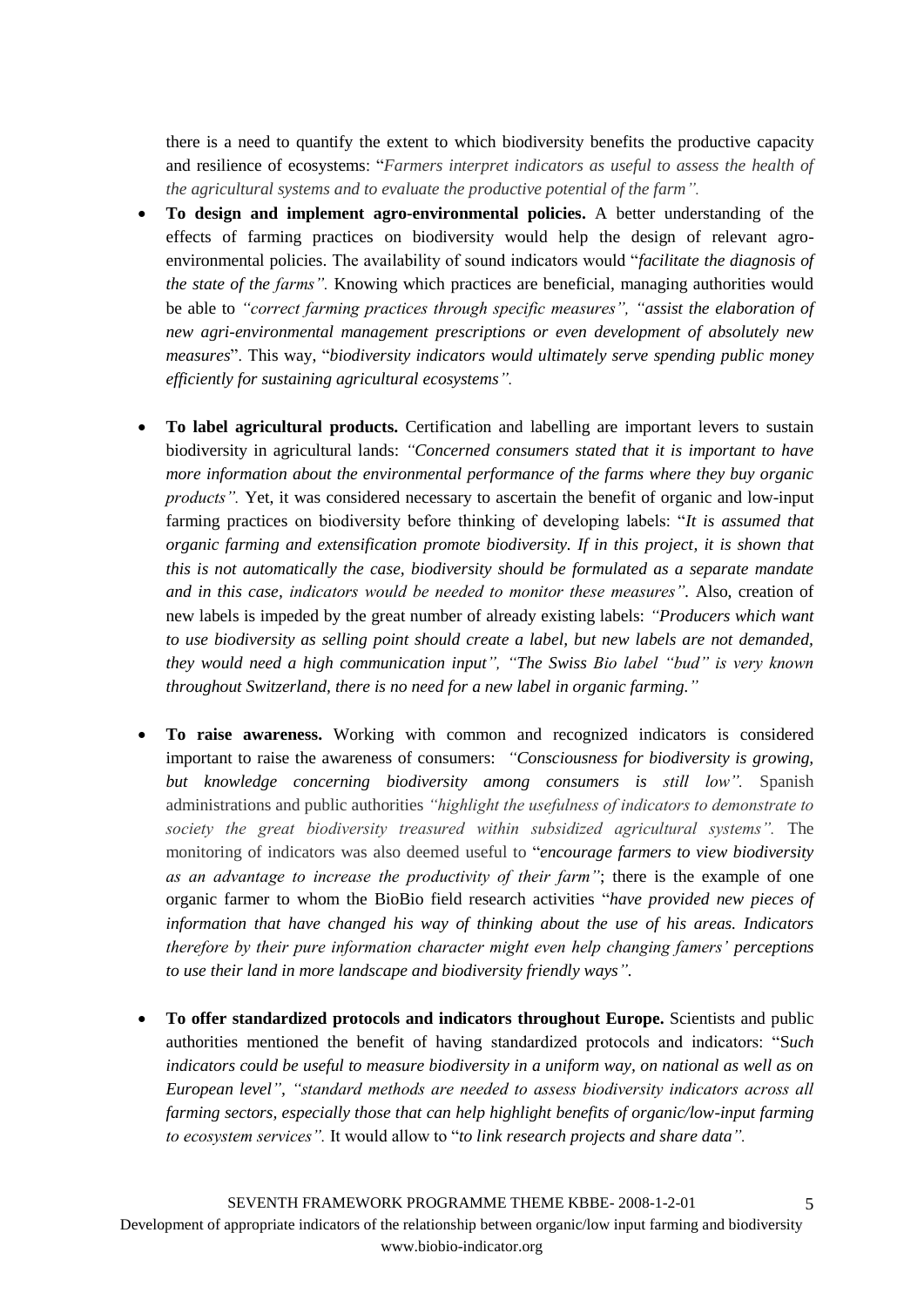there is a need to quantify the extent to which biodiversity benefits the productive capacity and resilience of ecosystems: "*Farmers interpret indicators as useful to assess the health of the agricultural systems and to evaluate the productive potential of the farm".*

- **To design and implement agro-environmental policies.** A better understanding of the effects of farming practices on biodiversity would help the design of relevant agro-environmental policies. The availability of sound indicators would "*facilitate the diagnosis of the state of the farms".* Knowing which practices are beneficial, managing authorities would be able to *"correct farming practices through specific measures", "assist the elaboration of new agri-environmental management prescriptions or even development of absolutely new measures*". This way, "*biodiversity indicators would ultimately serve spending public money efficiently for sustaining agricultural ecosystems".*

- **To label agricultural products.** Certification and labelling are important levers to sustain biodiversity in agricultural lands: *"Concerned consumers stated that it is important to have more information about the environmental performance of the farms where they buy organic products".* Yet, it was considered necessary to ascertain the benefit of organic and low-input farming practices on biodiversity before thinking of developing labels: "*It is assumed that organic farming and extensification promote biodiversity. If in this project, it is shown that this is not automatically the case, biodiversity should be formulated as a separate mandate and in this case, indicators would be needed to monitor these measures".* Also, creation of new labels is impeded by the great number of already existing labels: *"Producers which want to use biodiversity as selling point should create a label, but new labels are not demanded, they would need a high communication input", "The Swiss Bio label "bud" is very known throughout Switzerland, there is no need for a new label in organic farming."*

- **To raise awareness.** Working with common and recognized indicators is considered important to raise the awareness of consumers: *"Consciousness for biodiversity is growing, but knowledge concerning biodiversity among consumers is still low".* Spanish administrations and public authorities *"highlight the usefulness of indicators to demonstrate to society the great biodiversity treasured within subsidized agricultural systems".* The monitoring of indicators was also deemed useful to "*encourage farmers to view biodiversity as an advantage to increase the productivity of their farm"*; there is the example of one organic farmer to whom the BioBio field research activities "*have provided new pieces of information that have changed his way of thinking about the use of his areas. Indicators therefore by their pure information character might even help changing famers' perceptions to use their land in more landscape and biodiversity friendly ways".*

- **To offer standardized protocols and indicators throughout Europe.** Scientists and public authorities mentioned the benefit of having standardized protocols and indicators: "S*uch indicators could be useful to measure biodiversity in a uniform way, on national as well as on European level", "standard methods are needed to assess biodiversity indicators across all farming sectors, especially those that can help highlight benefits of organic/low-input farming to ecosystem services".* It would allow to "*to link research projects and share data".*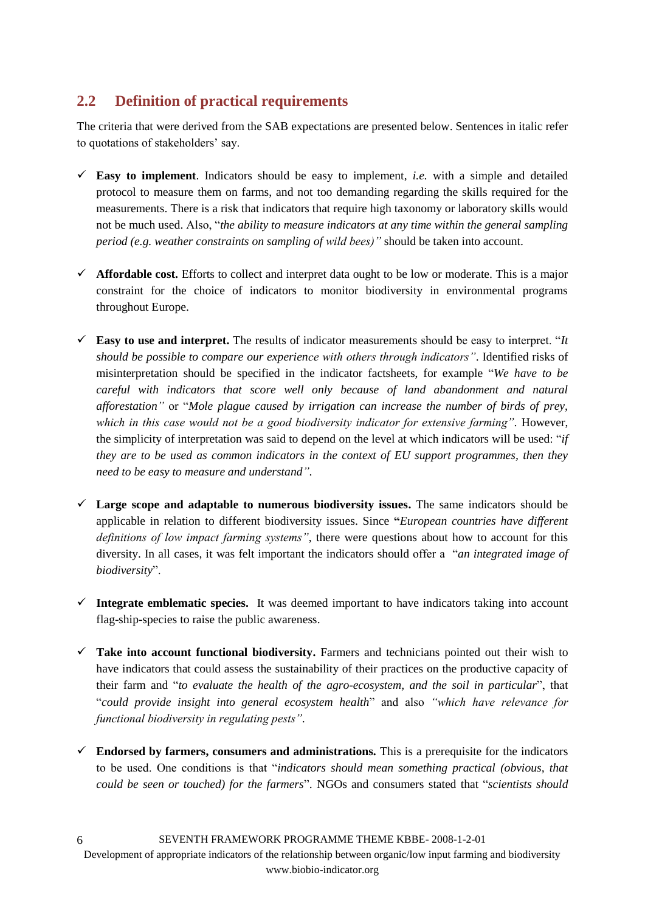## 2.2 Definition of practical requirements

The criteria that were derived from the SAB expectations are presented below. Sentences in italic refer to quotations of stakeholders' say.

- ✓ **Easy to implement**. Indicators should be easy to implement, *i.e.* with a simple and detailed protocol to measure them on farms, and not too demanding regarding the skills required for the measurements. There is a risk that indicators that require high taxonomy or laboratory skills would not be much used. Also, "*the ability to measure indicators at any time within the general sampling period (e.g. weather constraints on sampling of wild bees)"* should be taken into account.

- ✓ **Affordable cost.** Efforts to collect and interpret data ought to be low or moderate. This is a major constraint for the choice of indicators to monitor biodiversity in environmental programs throughout Europe.

- ✓ **Easy to use and interpret.** The results of indicator measurements should be easy to interpret. "*It should be possible to compare our experience with others through indicators"*. Identified risks of misinterpretation should be specified in the indicator factsheets, for example "*We have to be careful with indicators that score well only because of land abandonment and natural afforestation"* or "*Mole plague caused by irrigation can increase the number of birds of prey, which in this case would not be a good biodiversity indicator for extensive farming"*. However, the simplicity of interpretation was said to depend on the level at which indicators will be used: "*if they are to be used as common indicators in the context of EU support programmes, then they need to be easy to measure and understand"*.

- ✓ **Large scope and adaptable to numerous biodiversity issues.** The same indicators should be applicable in relation to different biodiversity issues. Since **"***European countries have different definitions of low impact farming systems"*, there were questions about how to account for this diversity. In all cases, it was felt important the indicators should offer a "*an integrated image of biodiversity*".

- ✓ **Integrate emblematic species.** It was deemed important to have indicators taking into account flag-ship-species to raise the public awareness.

- ✓ **Take into account functional biodiversity.** Farmers and technicians pointed out their wish to have indicators that could assess the sustainability of their practices on the productive capacity of their farm and "*to evaluate the health of the agro-ecosystem, and the soil in particular*", that "*could provide insight into general ecosystem health*" and also *"which have relevance for functional biodiversity in regulating pests"*.

- ✓ **Endorsed by farmers, consumers and administrations.** This is a prerequisite for the indicators to be used. One conditions is that "*indicators should mean something practical (obvious, that could be seen or touched) for the farmers*". NGOs and consumers stated that "*scientists should*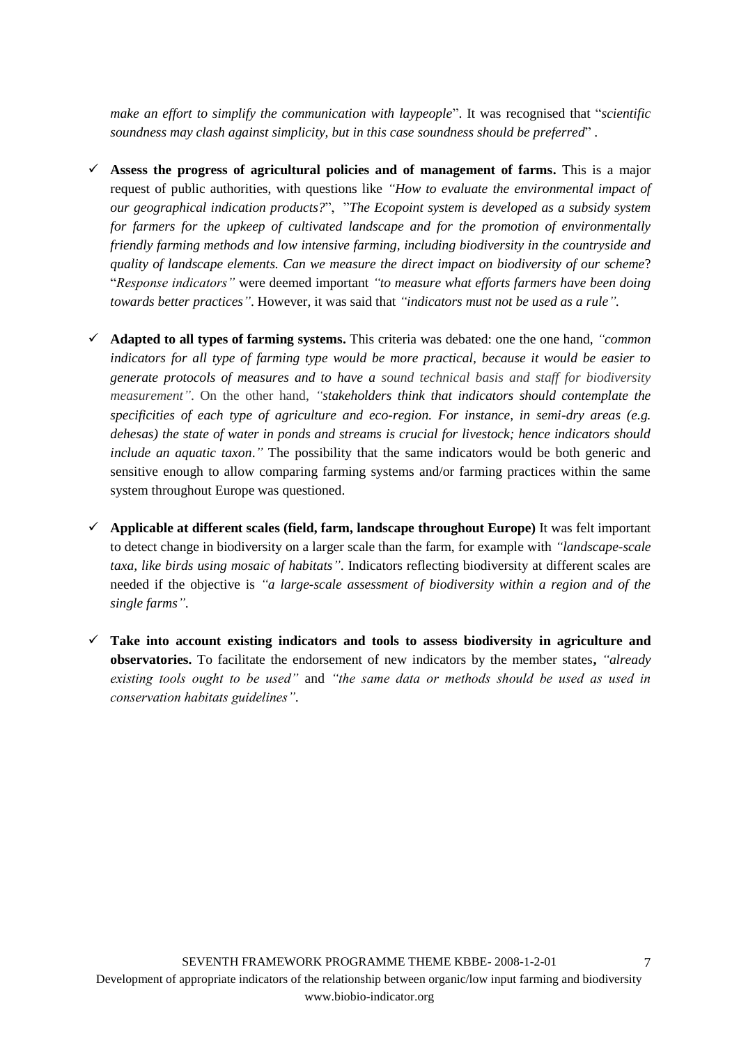*make an effort to simplify the communication with laypeople*". It was recognised that "*scientific soundness may clash against simplicity, but in this case soundness should be preferred*" .

- ✓ **Assess the progress of agricultural policies and of management of farms.** This is a major request of public authorities, with questions like *"How to evaluate the environmental impact of our geographical indication products?*", "*The Ecopoint system is developed as a subsidy system for farmers for the upkeep of cultivated landscape and for the promotion of environmentally friendly farming methods and low intensive farming, including biodiversity in the countryside and quality of landscape elements. Can we measure the direct impact on biodiversity of our scheme*? "*Response indicators"* were deemed important *"to measure what efforts farmers have been doing towards better practices"*. However, it was said that *"indicators must not be used as a rule"*.

- ✓ **Adapted to all types of farming systems.** This criteria was debated: one the one hand, *"common indicators for all type of farming type would be more practical, because it would be easier to generate protocols of measures and to have a sound technical basis and staff for biodiversity measurement"*. On the other hand, *"stakeholders think that indicators should contemplate the specificities of each type of agriculture and eco-region. For instance, in semi-dry areas (e.g. dehesas) the state of water in ponds and streams is crucial for livestock; hence indicators should include an aquatic taxon."* The possibility that the same indicators would be both generic and sensitive enough to allow comparing farming systems and/or farming practices within the same system throughout Europe was questioned.

- ✓ **Applicable at different scales (field, farm, landscape throughout Europe)** It was felt important to detect change in biodiversity on a larger scale than the farm, for example with *"landscape-scale taxa, like birds using mosaic of habitats"*. Indicators reflecting biodiversity at different scales are needed if the objective is *"a large-scale assessment of biodiversity within a region and of the single farms"*.

- ✓ **Take into account existing indicators and tools to assess biodiversity in agriculture and observatories.** To facilitate the endorsement of new indicators by the member states**,** *"already existing tools ought to be used"* and *"the same data or methods should be used as used in conservation habitats guidelines"*.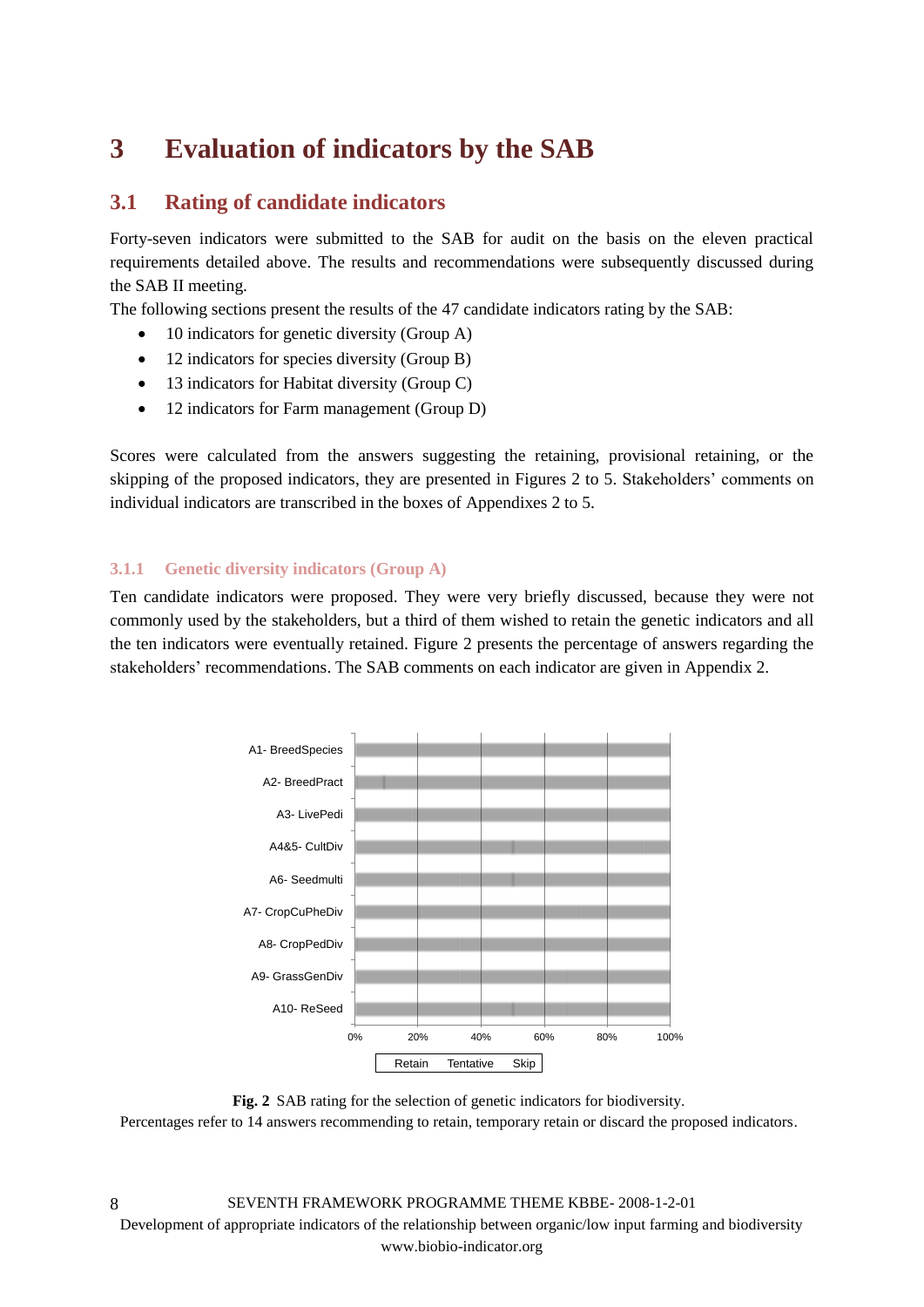# 3 Evaluation of indicators by the SAB

## 3.1 Rating of candidate indicators

Forty-seven indicators were submitted to the SAB for audit on the basis on the eleven practical requirements detailed above. The results and recommendations were subsequently discussed during the SAB II meeting.

The following sections present the results of the 47 candidate indicators rating by the SAB:

- 10 indicators for genetic diversity (Group A)
- 12 indicators for species diversity (Group B)
- 13 indicators for Habitat diversity (Group C)
- 12 indicators for Farm management (Group D)

Scores were calculated from the answers suggesting the retaining, provisional retaining, or the skipping of the proposed indicators, they are presented in Figures 2 to 5. Stakeholders' comments on individual indicators are transcribed in the boxes of Appendixes 2 to 5.

### 3.1.1 Genetic diversity indicators (Group A)

Ten candidate indicators were proposed. They were very briefly discussed, because they were not commonly used by the stakeholders, but a third of them wished to retain the genetic indicators and all the ten indicators were eventually retained. Figure 2 presents the percentage of answers regarding the stakeholders' recommendations. The SAB comments on each indicator are given in Appendix 2.

A1- BreedSpecies
A2- BreedPract
A3- LivePedi
A4&5- CultDiv
A6- Seedmulti
A7- CropCuPheDiv
A8- CropPedDiv
A9- GrassGenDiv
A10- ReSeed

0% 20% 40% 60% 80% 100%

Retain Tentative Skip

**Fig. 2** SAB rating for the selection of genetic indicators for biodiversity.
Percentages refer to 14 answers recommending to retain, temporary retain or discard the proposed indicators.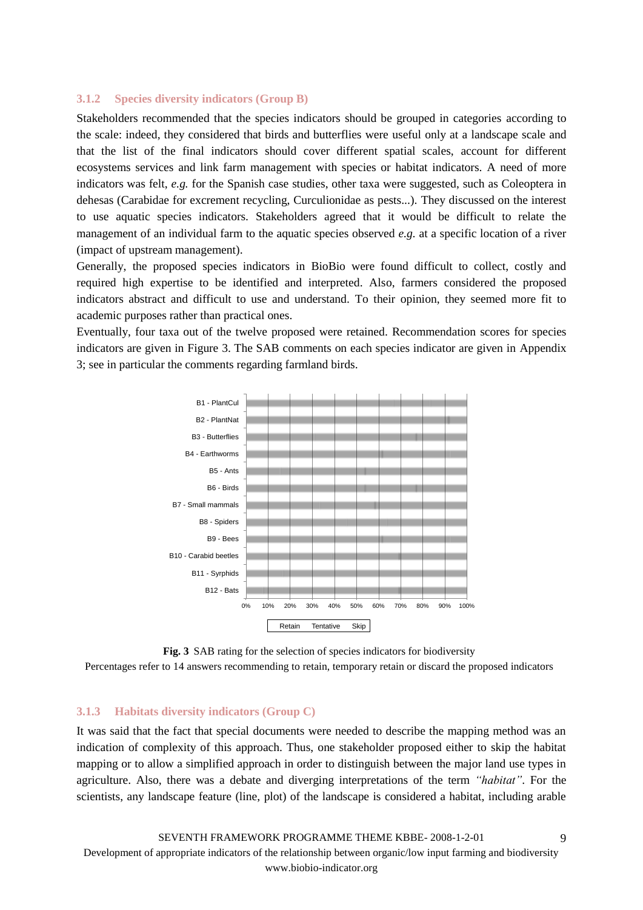### 3.1.2 Species diversity indicators (Group B)

Stakeholders recommended that the species indicators should be grouped in categories according to the scale: indeed, they considered that birds and butterflies were useful only at a landscape scale and that the list of the final indicators should cover different spatial scales, account for different ecosystems services and link farm management with species or habitat indicators. A need of more indicators was felt, *e.g.* for the Spanish case studies, other taxa were suggested, such as Coleoptera in dehesas (Carabidae for excrement recycling, Curculionidae as pests...). They discussed on the interest to use aquatic species indicators. Stakeholders agreed that it would be difficult to relate the management of an individual farm to the aquatic species observed *e.g.* at a specific location of a river (impact of upstream management).

Generally, the proposed species indicators in BioBio were found difficult to collect, costly and required high expertise to be identified and interpreted. Also, farmers considered the proposed indicators abstract and difficult to use and understand. To their opinion, they seemed more fit to academic purposes rather than practical ones.

Eventually, four taxa out of the twelve proposed were retained. Recommendation scores for species indicators are given in Figure 3. The SAB comments on each species indicator are given in Appendix 3; see in particular the comments regarding farmland birds.

B1 - PlantCul
B2 - PlantNat
B3 - Butterflies
B4 - Earthworms
B5 - Ants
B6 - Birds
B7 - Small mammals
B8 - Spiders
B9 - Bees
B10 - Carabid beetles
B11 - Syrphids
B12 - Bats

0% 10% 20% 30% 40% 50% 60% 70% 80% 90% 100%

Retain Tentative Skip

**Fig. 3** SAB rating for the selection of species indicators for biodiversity
Percentages refer to 14 answers recommending to retain, temporary retain or discard the proposed indicators

### 3.1.3 Habitats diversity indicators (Group C)

It was said that the fact that special documents were needed to describe the mapping method was an indication of complexity of this approach. Thus, one stakeholder proposed either to skip the habitat mapping or to allow a simplified approach in order to distinguish between the major land use types in agriculture. Also, there was a debate and diverging interpretations of the term *"habitat"*. For the scientists, any landscape feature (line, plot) of the landscape is considered a habitat, including arable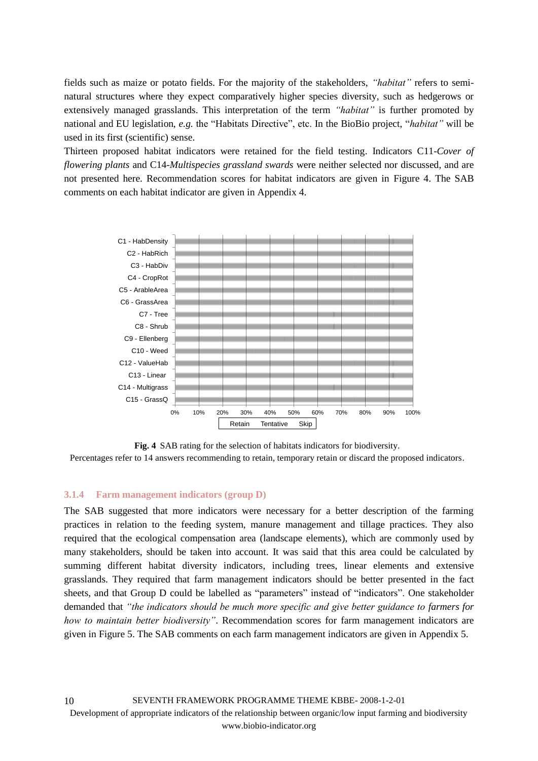fields such as maize or potato fields. For the majority of the stakeholders, *"habitat"* refers to semi-natural structures where they expect comparatively higher species diversity, such as hedgerows or extensively managed grasslands. This interpretation of the term *"habitat"* is further promoted by national and EU legislation, *e.g.* the "Habitats Directive", etc. In the BioBio project, "*habitat"* will be used in its first (scientific) sense.

Thirteen proposed habitat indicators were retained for the field testing. Indicators C11-*Cover of flowering plants* and C14-*Multispecies grassland swards* were neither selected nor discussed, and are not presented here. Recommendation scores for habitat indicators are given in Figure 4. The SAB comments on each habitat indicator are given in Appendix 4.

C1 - HabDensity
C2 - HabRich
C3 - HabDiv
C4 - CropRot
C5 - ArableArea
C6 - GrassArea
C7 - Tree
C8 - Shrub
C9 - Ellenberg
C10 - Weed
C12 - ValueHab
C13 - Linear
C14 - Multigrass
C15 - GrassQ

0% 10% 20% 30% 40% 50% 60% 70% 80% 90% 100%

Retain Tentative Skip

**Fig. 4** SAB rating for the selection of habitats indicators for biodiversity.
Percentages refer to 14 answers recommending to retain, temporary retain or discard the proposed indicators.

### 3.1.4 Farm management indicators (group D)

The SAB suggested that more indicators were necessary for a better description of the farming practices in relation to the feeding system, manure management and tillage practices. They also required that the ecological compensation area (landscape elements), which are commonly used by many stakeholders, should be taken into account. It was said that this area could be calculated by summing different habitat diversity indicators, including trees, linear elements and extensive grasslands. They required that farm management indicators should be better presented in the fact sheets, and that Group D could be labelled as "parameters" instead of "indicators". One stakeholder demanded that *"the indicators should be much more specific and give better guidance to farmers for how to maintain better biodiversity"*. Recommendation scores for farm management indicators are given in Figure 5. The SAB comments on each farm management indicators are given in Appendix 5.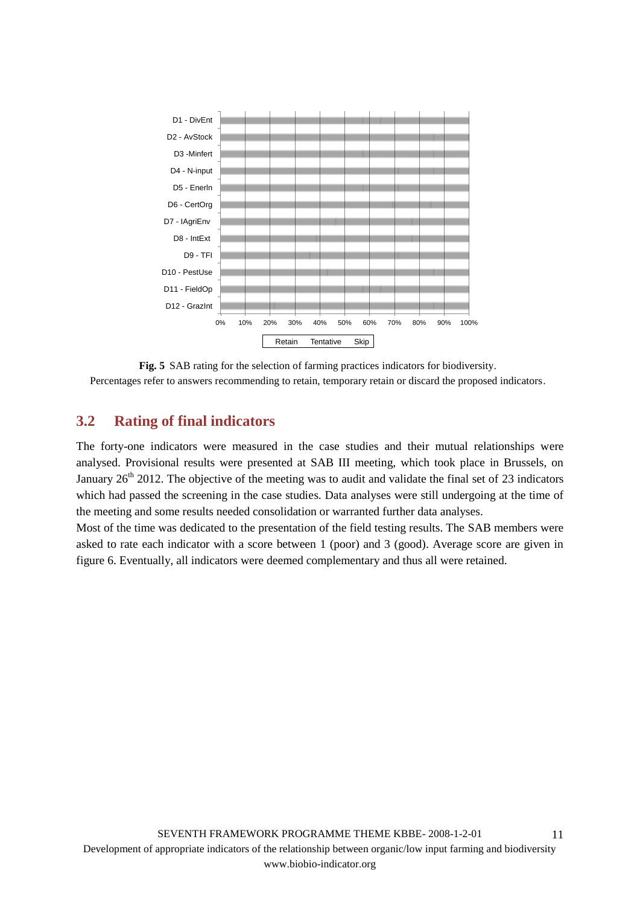**Fig. 5** SAB rating for the selection of farming practices indicators for biodiversity. Percentages refer to answers recommending to retain, temporary retain or discard the proposed indicators.

## 3.2 Rating of final indicators

The forty-one indicators were measured in the case studies and their mutual relationships were analysed. Provisional results were presented at SAB III meeting, which took place in Brussels, on January 26th 2012. The objective of the meeting was to audit and validate the final set of 23 indicators which had passed the screening in the case studies. Data analyses were still undergoing at the time of the meeting and some results needed consolidation or warranted further data analyses.

Most of the time was dedicated to the presentation of the field testing results. The SAB members were asked to rate each indicator with a score between 1 (poor) and 3 (good). Average score are given in figure 6. Eventually, all indicators were deemed complementary and thus all were retained.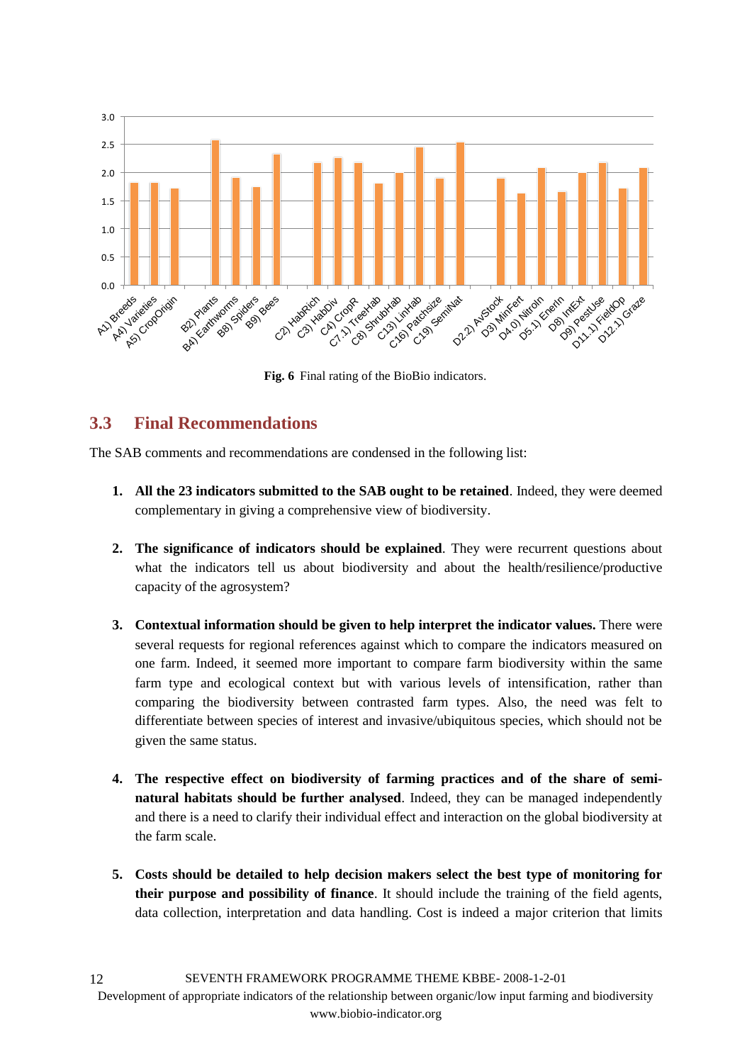**Fig. 6** Final rating of the BioBio indicators.

## 3.3 Final Recommendations

The SAB comments and recommendations are condensed in the following list:

1. **All the 23 indicators submitted to the SAB ought to be retained**. Indeed, they were deemed complementary in giving a comprehensive view of biodiversity.

2. **The significance of indicators should be explained**. They were recurrent questions about what the indicators tell us about biodiversity and about the health/resilience/productive capacity of the agrosystem?

3. **Contextual information should be given to help interpret the indicator values.** There were several requests for regional references against which to compare the indicators measured on one farm. Indeed, it seemed more important to compare farm biodiversity within the same farm type and ecological context but with various levels of intensification, rather than comparing the biodiversity between contrasted farm types. Also, the need was felt to differentiate between species of interest and invasive/ubiquitous species, which should not be given the same status.

4. **The respective effect on biodiversity of farming practices and of the share of semi-natural habitats should be further analysed**. Indeed, they can be managed independently and there is a need to clarify their individual effect and interaction on the global biodiversity at the farm scale.

5. **Costs should be detailed to help decision makers select the best type of monitoring for their purpose and possibility of finance**. It should include the training of the field agents, data collection, interpretation and data handling. Cost is indeed a major criterion that limits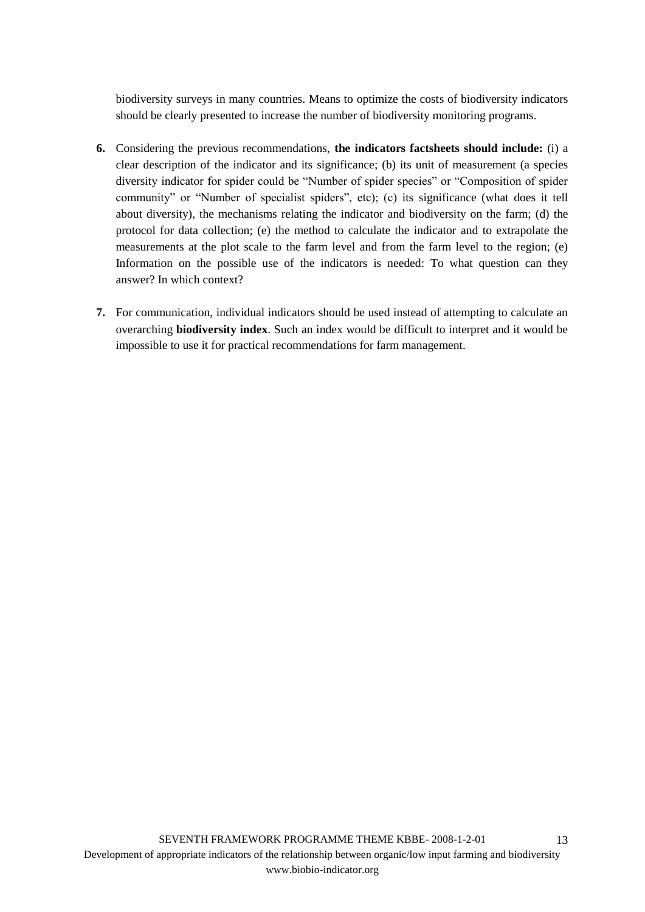biodiversity surveys in many countries. Means to optimize the costs of biodiversity indicators should be clearly presented to increase the number of biodiversity monitoring programs.

6. Considering the previous recommendations, **the indicators factsheets should include:** (i) a clear description of the indicator and its significance; (b) its unit of measurement (a species diversity indicator for spider could be "Number of spider species" or "Composition of spider community" or "Number of specialist spiders", etc); (c) its significance (what does it tell about diversity), the mechanisms relating the indicator and biodiversity on the farm; (d) the protocol for data collection; (e) the method to calculate the indicator and to extrapolate the measurements at the plot scale to the farm level and from the farm level to the region; (e) Information on the possible use of the indicators is needed: To what question can they answer? In which context?

7. For communication, individual indicators should be used instead of attempting to calculate an overarching **biodiversity index**. Such an index would be difficult to interpret and it would be impossible to use it for practical recommendations for farm management.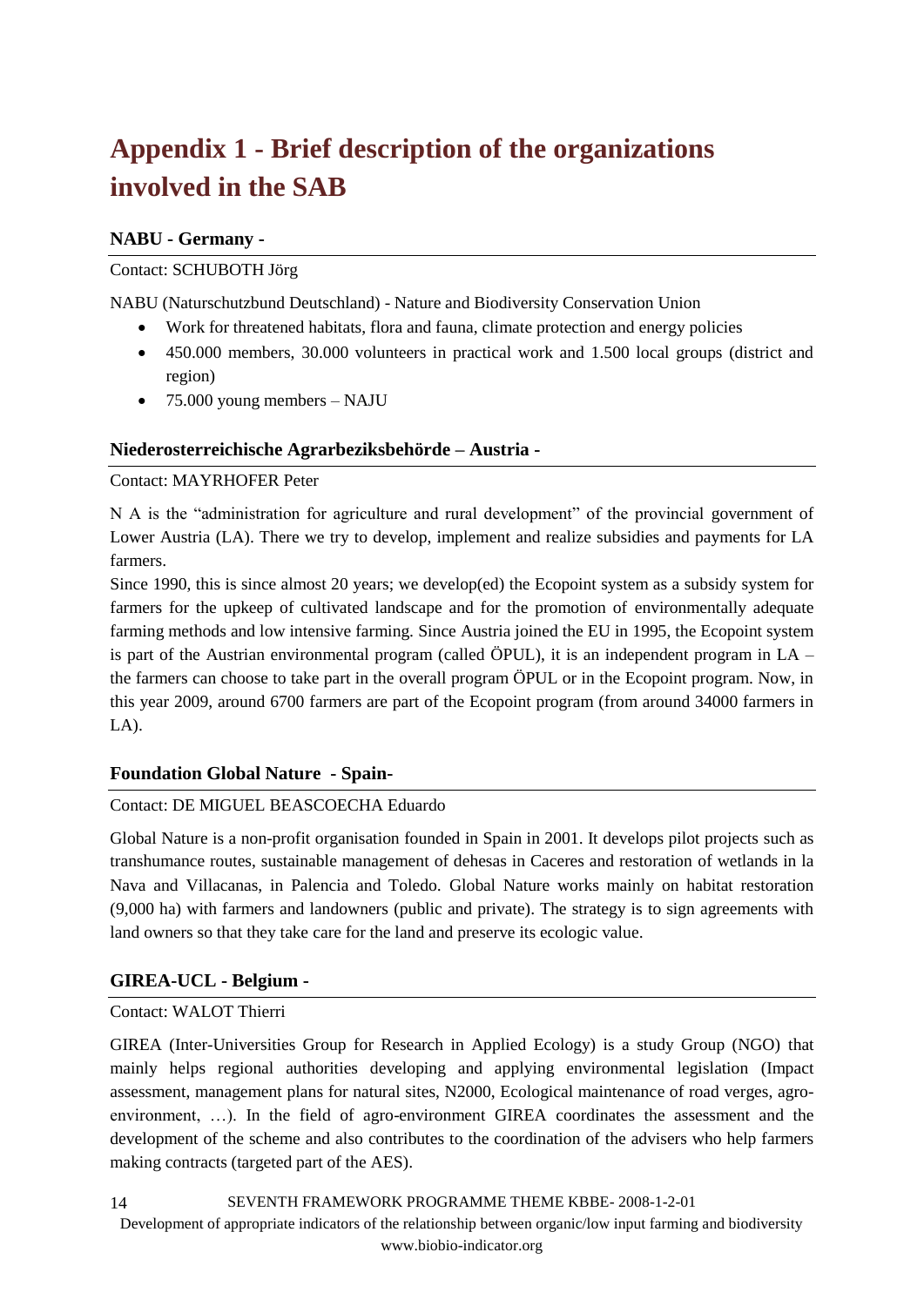# Appendix 1 - Brief description of the organizations involved in the SAB

### NABU - Germany -

Contact: SCHUBOTH Jörg

NABU (Naturschutzbund Deutschland) - Nature and Biodiversity Conservation Union

- Work for threatened habitats, flora and fauna, climate protection and energy policies
- 450.000 members, 30.000 volunteers in practical work and 1.500 local groups (district and region)
- 75.000 young members – NAJU

### Niederosterreichische Agrarbeziksbehörde – Austria -

Contact: MAYRHOFER Peter

N A is the "administration for agriculture and rural development" of the provincial government of Lower Austria (LA). There we try to develop, implement and realize subsidies and payments for LA farmers.

Since 1990, this is since almost 20 years; we develop(ed) the Ecopoint system as a subsidy system for farmers for the upkeep of cultivated landscape and for the promotion of environmentally adequate farming methods and low intensive farming. Since Austria joined the EU in 1995, the Ecopoint system is part of the Austrian environmental program (called ÖPUL), it is an independent program in LA – the farmers can choose to take part in the overall program ÖPUL or in the Ecopoint program. Now, in this year 2009, around 6700 farmers are part of the Ecopoint program (from around 34000 farmers in LA).

### Foundation Global Nature - Spain-

Contact: DE MIGUEL BEASCOECHA Eduardo

Global Nature is a non-profit organisation founded in Spain in 2001. It develops pilot projects such as transhumance routes, sustainable management of dehesas in Caceres and restoration of wetlands in la Nava and Villacanas, in Palencia and Toledo. Global Nature works mainly on habitat restoration (9,000 ha) with farmers and landowners (public and private). The strategy is to sign agreements with land owners so that they take care for the land and preserve its ecologic value.

### GIREA-UCL - Belgium -

Contact: WALOT Thierri

GIREA (Inter-Universities Group for Research in Applied Ecology) is a study Group (NGO) that mainly helps regional authorities developing and applying environmental legislation (Impact assessment, management plans for natural sites, N2000, Ecological maintenance of road verges, agro-environment, …). In the field of agro-environment GIREA coordinates the assessment and the development of the scheme and also contributes to the coordination of the advisers who help farmers making contracts (targeted part of the AES).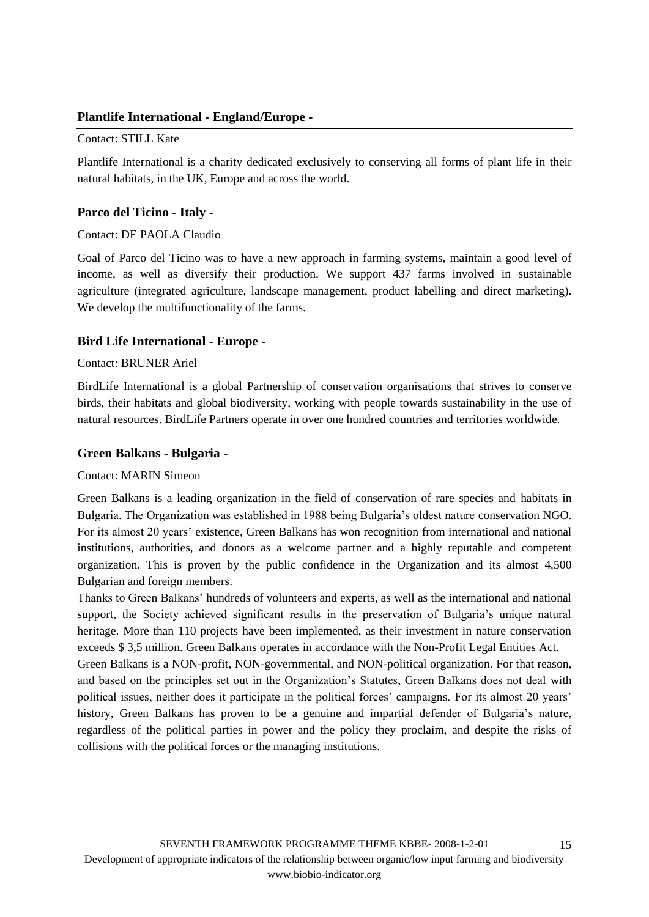### Plantlife International - England/Europe -

Contact: STILL Kate

Plantlife International is a charity dedicated exclusively to conserving all forms of plant life in their natural habitats, in the UK, Europe and across the world.

### Parco del Ticino - Italy -

Contact: DE PAOLA Claudio

Goal of Parco del Ticino was to have a new approach in farming systems, maintain a good level of income, as well as diversify their production. We support 437 farms involved in sustainable agriculture (integrated agriculture, landscape management, product labelling and direct marketing). We develop the multifunctionality of the farms.

### Bird Life International - Europe -

Contact: BRUNER Ariel

BirdLife International is a global Partnership of conservation organisations that strives to conserve birds, their habitats and global biodiversity, working with people towards sustainability in the use of natural resources. BirdLife Partners operate in over one hundred countries and territories worldwide.

### Green Balkans - Bulgaria -

Contact: MARIN Simeon

Green Balkans is a leading organization in the field of conservation of rare species and habitats in Bulgaria. The Organization was established in 1988 being Bulgaria's oldest nature conservation NGO. For its almost 20 years' existence, Green Balkans has won recognition from international and national institutions, authorities, and donors as a welcome partner and a highly reputable and competent organization. This is proven by the public confidence in the Organization and its almost 4,500 Bulgarian and foreign members.

Thanks to Green Balkans' hundreds of volunteers and experts, as well as the international and national support, the Society achieved significant results in the preservation of Bulgaria's unique natural heritage. More than 110 projects have been implemented, as their investment in nature conservation exceeds $ 3,5 million. Green Balkans operates in accordance with the Non-Profit Legal Entities Act.

Green Balkans is a NON-profit, NON-governmental, and NON-political organization. For that reason, and based on the principles set out in the Organization's Statutes, Green Balkans does not deal with political issues, neither does it participate in the political forces' campaigns. For its almost 20 years' history, Green Balkans has proven to be a genuine and impartial defender of Bulgaria's nature, regardless of the political parties in power and the policy they proclaim, and despite the risks of collisions with the political forces or the managing institutions.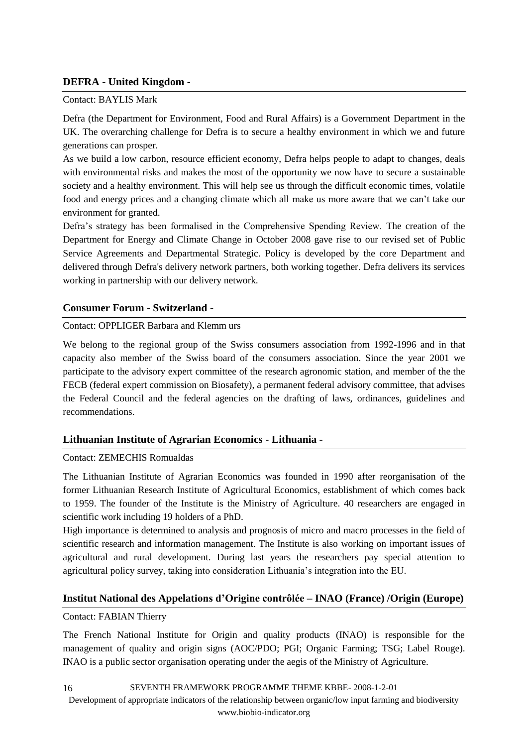### DEFRA - United Kingdom -

Contact: BAYLIS Mark

Defra (the Department for Environment, Food and Rural Affairs) is a Government Department in the UK. The overarching challenge for Defra is to secure a healthy environment in which we and future generations can prosper.

As we build a low carbon, resource efficient economy, Defra helps people to adapt to changes, deals with environmental risks and makes the most of the opportunity we now have to secure a sustainable society and a healthy environment. This will help see us through the difficult economic times, volatile food and energy prices and a changing climate which all make us more aware that we can't take our environment for granted.

Defra's strategy has been formalised in the Comprehensive Spending Review. The creation of the Department for Energy and Climate Change in October 2008 gave rise to our revised set of Public Service Agreements and Departmental Strategic. Policy is developed by the core Department and delivered through Defra's delivery network partners, both working together. Defra delivers its services working in partnership with our delivery network.

### Consumer Forum - Switzerland -

Contact: OPPLIGER Barbara and Klemm urs

We belong to the regional group of the Swiss consumers association from 1992-1996 and in that capacity also member of the Swiss board of the consumers association. Since the year 2001 we participate to the advisory expert committee of the research agronomic station, and member of the the FECB (federal expert commission on Biosafety), a permanent federal advisory committee, that advises the Federal Council and the federal agencies on the drafting of laws, ordinances, guidelines and recommendations.

### Lithuanian Institute of Agrarian Economics - Lithuania -

Contact: ZEMECHIS Romualdas

The Lithuanian Institute of Agrarian Economics was founded in 1990 after reorganisation of the former Lithuanian Research Institute of Agricultural Economics, establishment of which comes back to 1959. The founder of the Institute is the Ministry of Agriculture. 40 researchers are engaged in scientific work including 19 holders of a PhD.

High importance is determined to analysis and prognosis of micro and macro processes in the field of scientific research and information management. The Institute is also working on important issues of agricultural and rural development. During last years the researchers pay special attention to agricultural policy survey, taking into consideration Lithuania's integration into the EU.

### Institut National des Appelations d'Origine contrôlée – INAO (France) /Origin (Europe)

Contact: FABIAN Thierry

The French National Institute for Origin and quality products (INAO) is responsible for the management of quality and origin signs (AOC/PDO; PGI; Organic Farming; TSG; Label Rouge). INAO is a public sector organisation operating under the aegis of the Ministry of Agriculture.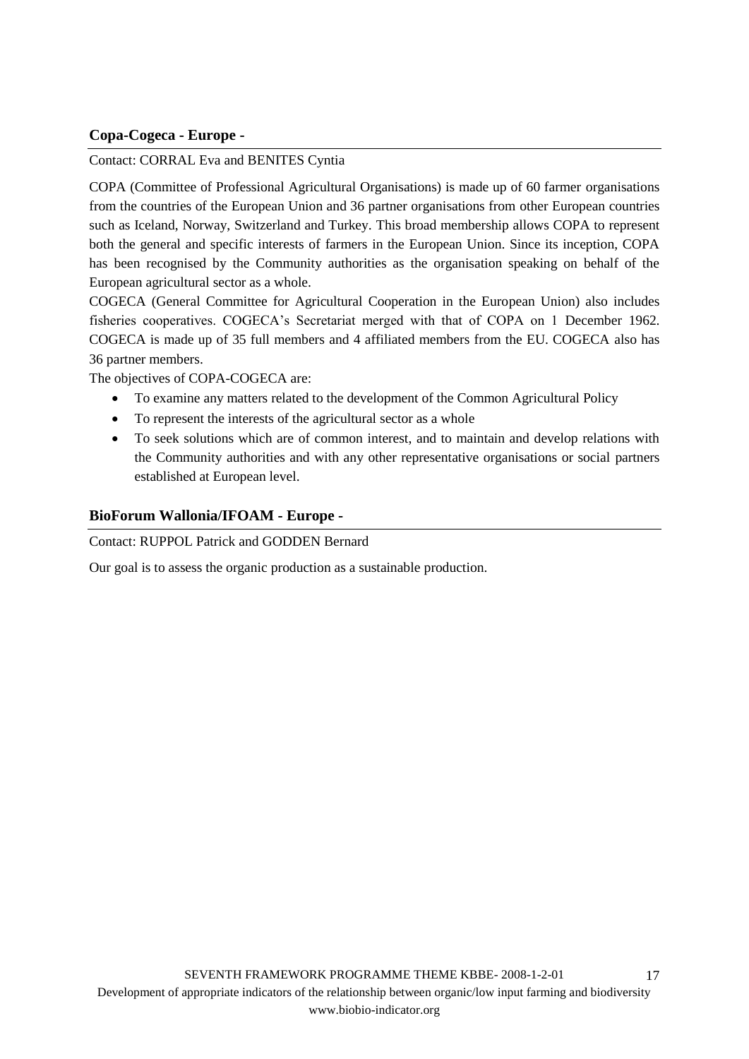### Copa-Cogeca - Europe -

Contact: CORRAL Eva and BENITES Cyntia

COPA (Committee of Professional Agricultural Organisations) is made up of 60 farmer organisations from the countries of the European Union and 36 partner organisations from other European countries such as Iceland, Norway, Switzerland and Turkey. This broad membership allows COPA to represent both the general and specific interests of farmers in the European Union. Since its inception, COPA has been recognised by the Community authorities as the organisation speaking on behalf of the European agricultural sector as a whole.

COGECA (General Committee for Agricultural Cooperation in the European Union) also includes fisheries cooperatives. COGECA's Secretariat merged with that of COPA on 1 December 1962. COGECA is made up of 35 full members and 4 affiliated members from the EU. COGECA also has 36 partner members.

The objectives of COPA-COGECA are:

- To examine any matters related to the development of the Common Agricultural Policy
- To represent the interests of the agricultural sector as a whole
- To seek solutions which are of common interest, and to maintain and develop relations with the Community authorities and with any other representative organisations or social partners established at European level.

### BioForum Wallonia/IFOAM - Europe -

Contact: RUPPOL Patrick and GODDEN Bernard

Our goal is to assess the organic production as a sustainable production.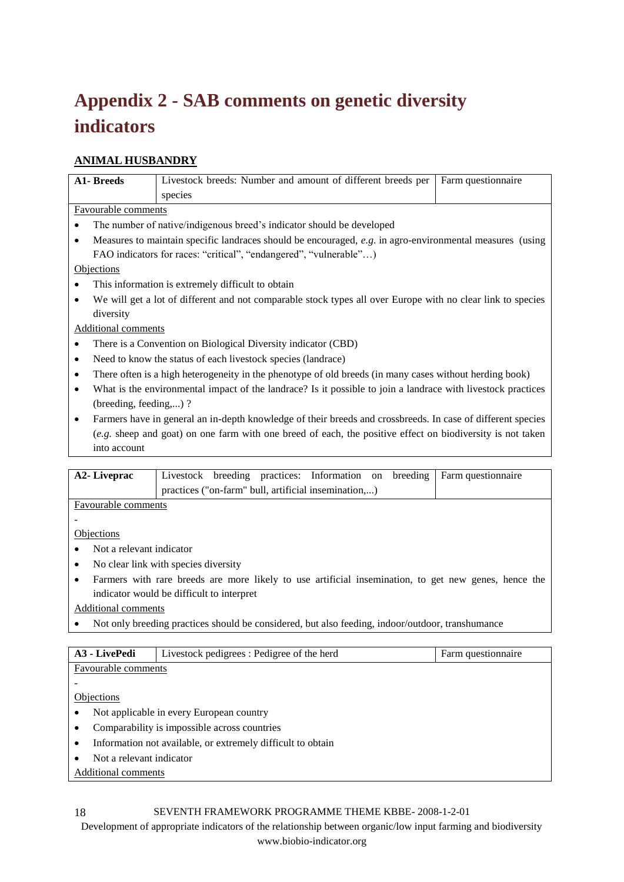# Appendix 2 - SAB comments on genetic diversity indicators

## ANIMAL HUSBANDRY

| **A1- Breeds** | Livestock breeds: Number and amount of different breeds per species | Farm questionnaire |
|---|---|---|

Favourable comments

- The number of native/indigenous breed's indicator should be developed
- Measures to maintain specific landraces should be encouraged, *e.g.* in agro-environmental measures (using FAO indicators for races: "critical", "endangered", "vulnerable"…)

Objections

- This information is extremely difficult to obtain
- We will get a lot of different and not comparable stock types all over Europe with no clear link to species diversity

Additional comments

- There is a Convention on Biological Diversity indicator (CBD)
- Need to know the status of each livestock species (landrace)
- There often is a high heterogeneity in the phenotype of old breeds (in many cases without herding book)
- What is the environmental impact of the landrace? Is it possible to join a landrace with livestock practices (breeding, feeding,...) ?
- Farmers have in general an in-depth knowledge of their breeds and crossbreeds. In case of different species (*e.g.* sheep and goat) on one farm with one breed of each, the positive effect on biodiversity is not taken into account

| **A2- Liveprac** | Livestock breeding practices: Information on breeding practices ("on-farm" bull, artificial insemination,...) | Farm questionnaire |
|---|---|---|

Favourable comments

-

Objections

- Not a relevant indicator
- No clear link with species diversity
- Farmers with rare breeds are more likely to use artificial insemination, to get new genes, hence the indicator would be difficult to interpret

Additional comments

- Not only breeding practices should be considered, but also feeding, indoor/outdoor, transhumance

| **A3 - LivePedi** | Livestock pedigrees : Pedigree of the herd | Farm questionnaire |
|---|---|---|

Favourable comments

-

Objections

- Not applicable in every European country
- Comparability is impossible across countries
- Information not available, or extremely difficult to obtain
- Not a relevant indicator

Additional comments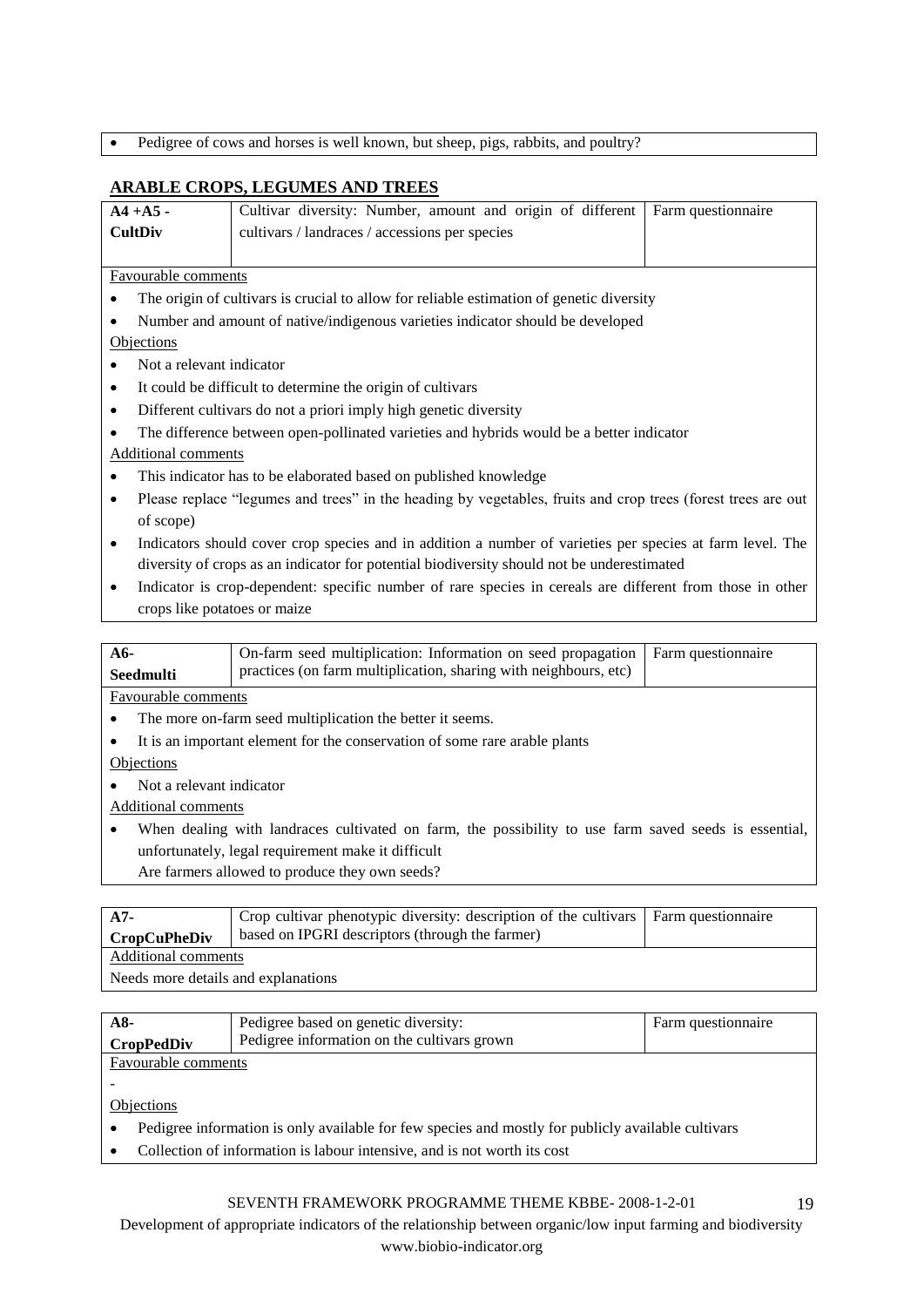- Pedigree of cows and horses is well known, but sheep, pigs, rabbits, and poultry?

## ARABLE CROPS, LEGUMES AND TREES

| A4 +A5 - CultDiv | Cultivar diversity: Number, amount and origin of different cultivars / landraces / accessions per species | Farm questionnaire |
|---|---|---|

Favourable comments

- The origin of cultivars is crucial to allow for reliable estimation of genetic diversity
- Number and amount of native/indigenous varieties indicator should be developed

Objections

- Not a relevant indicator
- It could be difficult to determine the origin of cultivars
- Different cultivars do not a priori imply high genetic diversity
- The difference between open-pollinated varieties and hybrids would be a better indicator

Additional comments

- This indicator has to be elaborated based on published knowledge
- Please replace "legumes and trees" in the heading by vegetables, fruits and crop trees (forest trees are out of scope)
- Indicators should cover crop species and in addition a number of varieties per species at farm level. The diversity of crops as an indicator for potential biodiversity should not be underestimated
- Indicator is crop-dependent: specific number of rare species in cereals are different from those in other crops like potatoes or maize

| A6- Seedmulti | On-farm seed multiplication: Information on seed propagation practices (on farm multiplication, sharing with neighbours, etc) | Farm questionnaire |
|---|---|---|

Favourable comments

- The more on-farm seed multiplication the better it seems.
- It is an important element for the conservation of some rare arable plants

Objections

- Not a relevant indicator

Additional comments

- When dealing with landraces cultivated on farm, the possibility to use farm saved seeds is essential, unfortunately, legal requirement make it difficult
  Are farmers allowed to produce they own seeds?

| A7- CropCuPheDiv | Crop cultivar phenotypic diversity: description of the cultivars based on IPGRI descriptors (through the farmer) | Farm questionnaire |
|---|---|---|

Additional comments

Needs more details and explanations

| A8- CropPedDiv | Pedigree based on genetic diversity: Pedigree information on the cultivars grown | Farm questionnaire |
|---|---|---|

Favourable comments

-

Objections

- Pedigree information is only available for few species and mostly for publicly available cultivars
- Collection of information is labour intensive, and is not worth its cost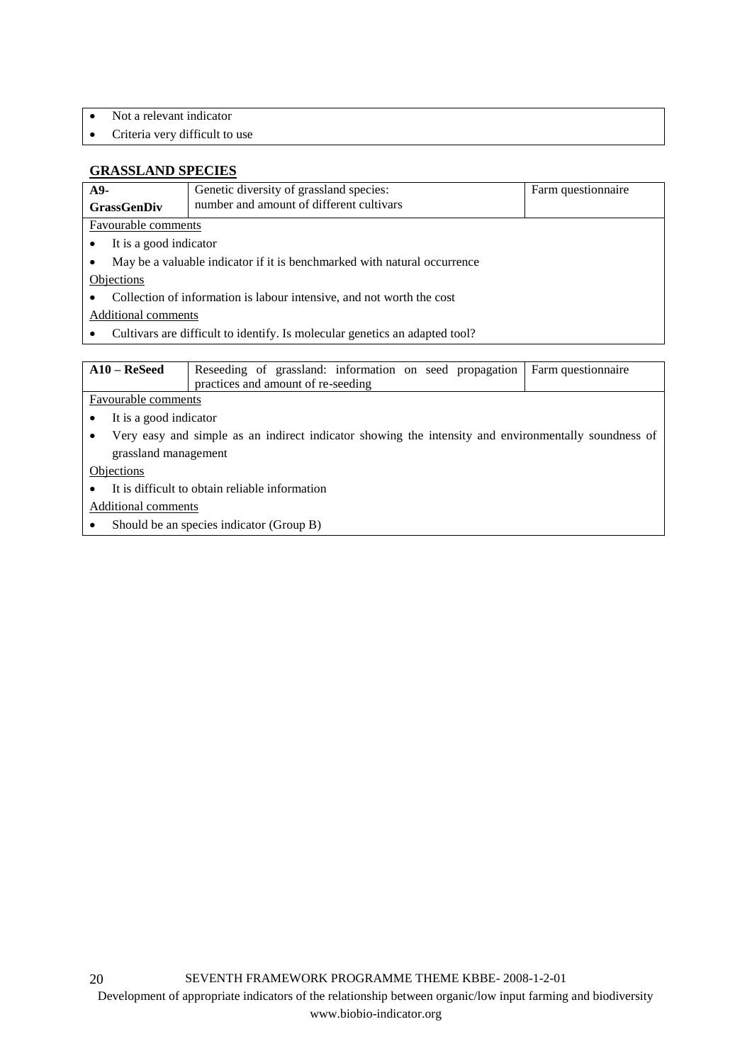- Not a relevant indicator
- Criteria very difficult to use

## GRASSLAND SPECIES

| **A9- GrassGenDiv** | Genetic diversity of grassland species: number and amount of different cultivars | Farm questionnaire |
|---|---|---|

Favourable comments

- It is a good indicator
- May be a valuable indicator if it is benchmarked with natural occurrence

Objections

- Collection of information is labour intensive, and not worth the cost

Additional comments

- Cultivars are difficult to identify. Is molecular genetics an adapted tool?

| **A10 – ReSeed** | Reseeding of grassland: information on seed propagation practices and amount of re-seeding | Farm questionnaire |
|---|---|---|

Favourable comments

- It is a good indicator
- Very easy and simple as an indirect indicator showing the intensity and environmentally soundness of grassland management

Objections

- It is difficult to obtain reliable information

Additional comments

- Should be an species indicator (Group B)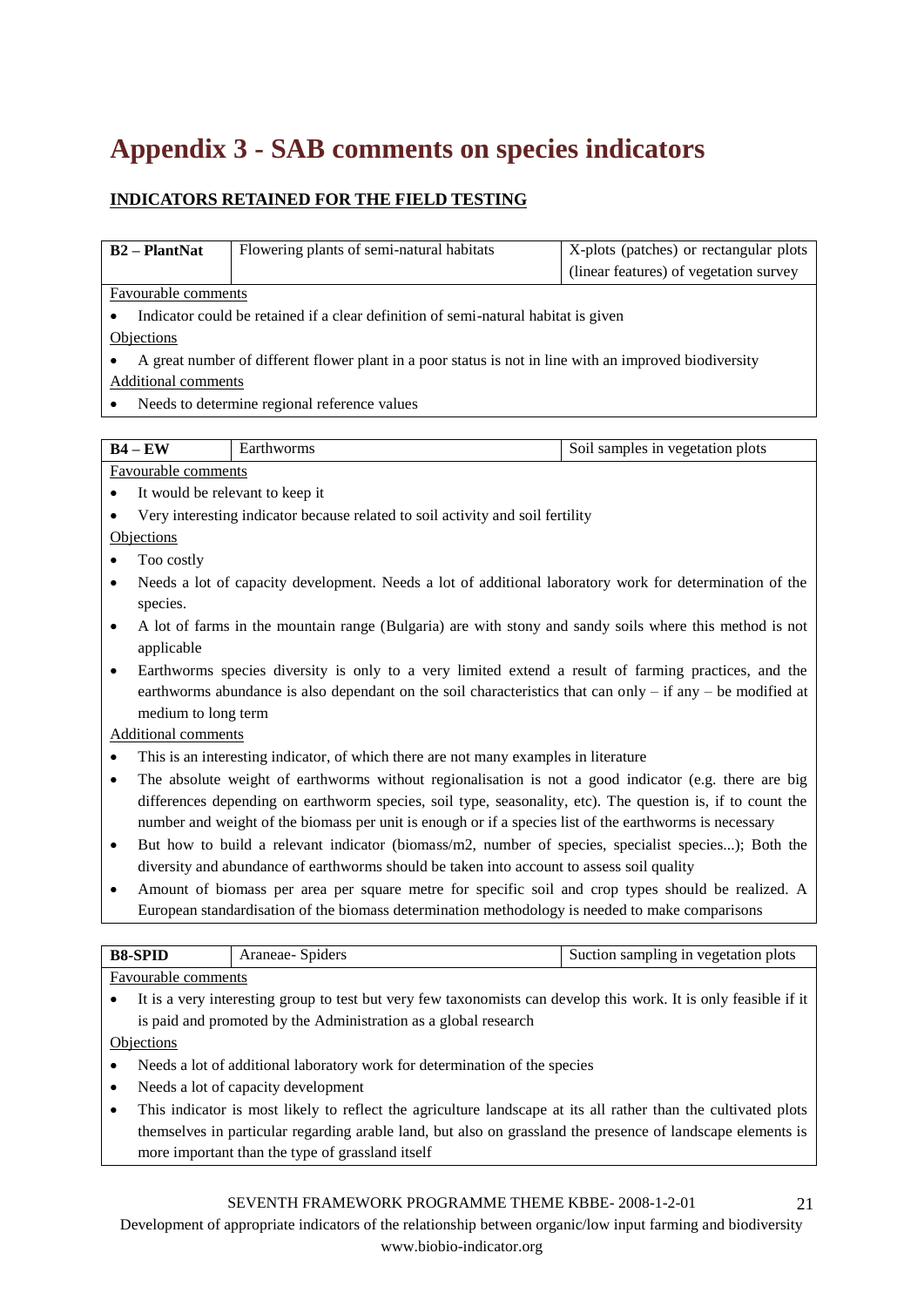# Appendix 3 - SAB comments on species indicators

## INDICATORS RETAINED FOR THE FIELD TESTING

| B2 – PlantNat | Flowering plants of semi-natural habitats | X-plots (patches) or rectangular plots (linear features) of vegetation survey |
|---|---|---|

Favourable comments

- Indicator could be retained if a clear definition of semi-natural habitat is given

Objections

- A great number of different flower plant in a poor status is not in line with an improved biodiversity

Additional comments

- Needs to determine regional reference values

| B4 – EW | Earthworms | Soil samples in vegetation plots |
|---|---|---|

Favourable comments

- It would be relevant to keep it
- Very interesting indicator because related to soil activity and soil fertility

Objections

- Too costly
- Needs a lot of capacity development. Needs a lot of additional laboratory work for determination of the species.
- A lot of farms in the mountain range (Bulgaria) are with stony and sandy soils where this method is not applicable
- Earthworms species diversity is only to a very limited extend a result of farming practices, and the earthworms abundance is also dependant on the soil characteristics that can only – if any – be modified at medium to long term

Additional comments

- This is an interesting indicator, of which there are not many examples in literature
- The absolute weight of earthworms without regionalisation is not a good indicator (e.g. there are big differences depending on earthworm species, soil type, seasonality, etc). The question is, if to count the number and weight of the biomass per unit is enough or if a species list of the earthworms is necessary
- But how to build a relevant indicator (biomass/m2, number of species, specialist species...); Both the diversity and abundance of earthworms should be taken into account to assess soil quality
- Amount of biomass per area per square metre for specific soil and crop types should be realized. A European standardisation of the biomass determination methodology is needed to make comparisons

| B8-SPID | Araneae- Spiders | Suction sampling in vegetation plots |
|---|---|---|

Favourable comments

- It is a very interesting group to test but very few taxonomists can develop this work. It is only feasible if it is paid and promoted by the Administration as a global research

Objections

- Needs a lot of additional laboratory work for determination of the species
- Needs a lot of capacity development
- This indicator is most likely to reflect the agriculture landscape at its all rather than the cultivated plots themselves in particular regarding arable land, but also on grassland the presence of landscape elements is more important than the type of grassland itself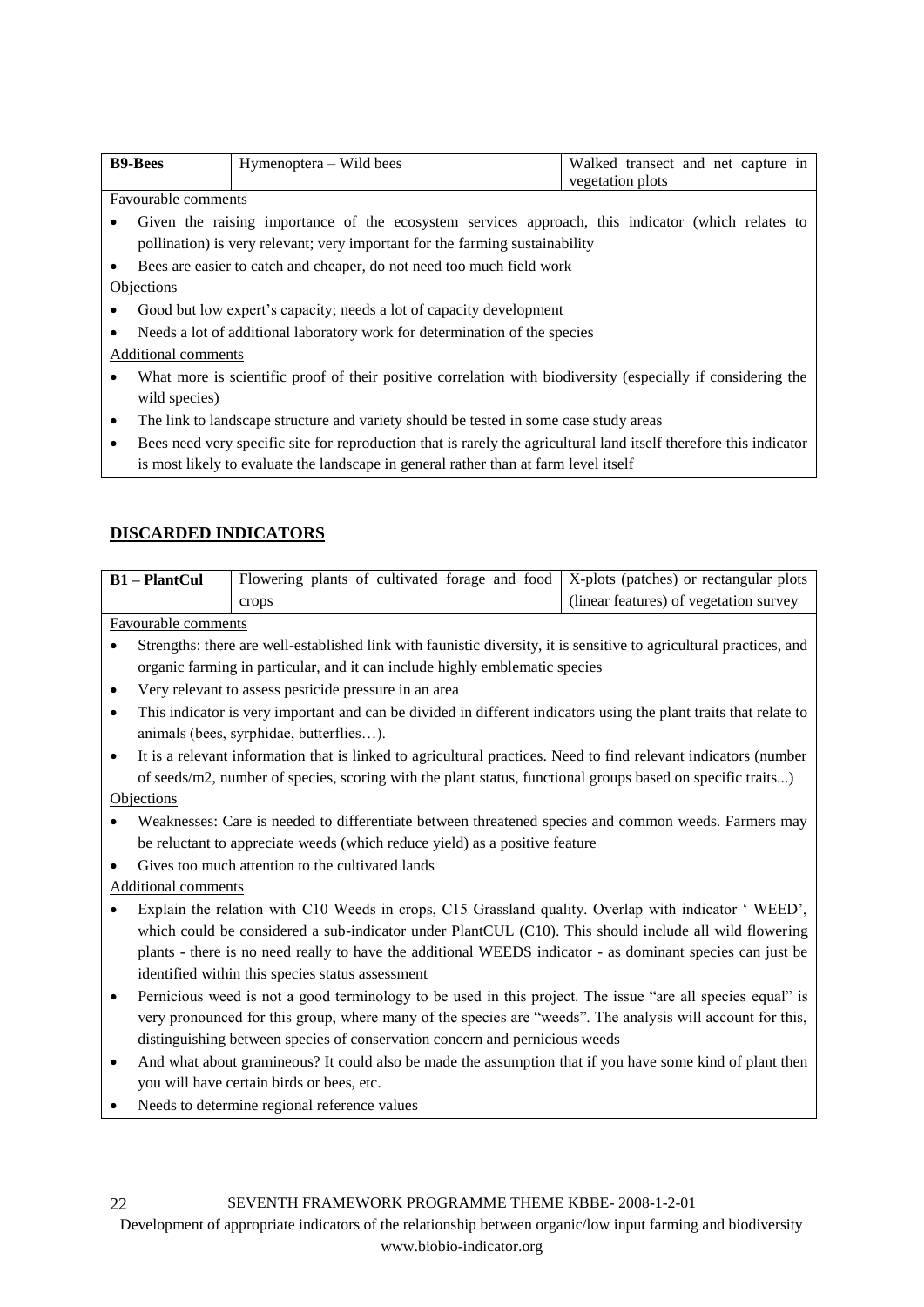| **B9-Bees** | Hymenoptera – Wild bees | Walked transect and net capture in vegetation plots |
|---|---|---|

Favourable comments

- Given the raising importance of the ecosystem services approach, this indicator (which relates to pollination) is very relevant; very important for the farming sustainability
- Bees are easier to catch and cheaper, do not need too much field work

Objections

- Good but low expert's capacity; needs a lot of capacity development
- Needs a lot of additional laboratory work for determination of the species

Additional comments

- What more is scientific proof of their positive correlation with biodiversity (especially if considering the wild species)
- The link to landscape structure and variety should be tested in some case study areas
- Bees need very specific site for reproduction that is rarely the agricultural land itself therefore this indicator is most likely to evaluate the landscape in general rather than at farm level itself

## DISCARDED INDICATORS

| **B1 – PlantCul** | Flowering plants of cultivated forage and food crops | X-plots (patches) or rectangular plots (linear features) of vegetation survey |
|---|---|---|

Favourable comments

- Strengths: there are well-established link with faunistic diversity, it is sensitive to agricultural practices, and organic farming in particular, and it can include highly emblematic species
- Very relevant to assess pesticide pressure in an area
- This indicator is very important and can be divided in different indicators using the plant traits that relate to animals (bees, syrphidae, butterflies…).
- It is a relevant information that is linked to agricultural practices. Need to find relevant indicators (number of seeds/m2, number of species, scoring with the plant status, functional groups based on specific traits...)

Objections

- Weaknesses: Care is needed to differentiate between threatened species and common weeds. Farmers may be reluctant to appreciate weeds (which reduce yield) as a positive feature
- Gives too much attention to the cultivated lands

Additional comments

- Explain the relation with C10 Weeds in crops, C15 Grassland quality. Overlap with indicator ' WEED', which could be considered a sub-indicator under PlantCUL (C10). This should include all wild flowering plants - there is no need really to have the additional WEEDS indicator - as dominant species can just be identified within this species status assessment
- Pernicious weed is not a good terminology to be used in this project. The issue "are all species equal" is very pronounced for this group, where many of the species are "weeds". The analysis will account for this, distinguishing between species of conservation concern and pernicious weeds
- And what about gramineous? It could also be made the assumption that if you have some kind of plant then you will have certain birds or bees, etc.
- Needs to determine regional reference values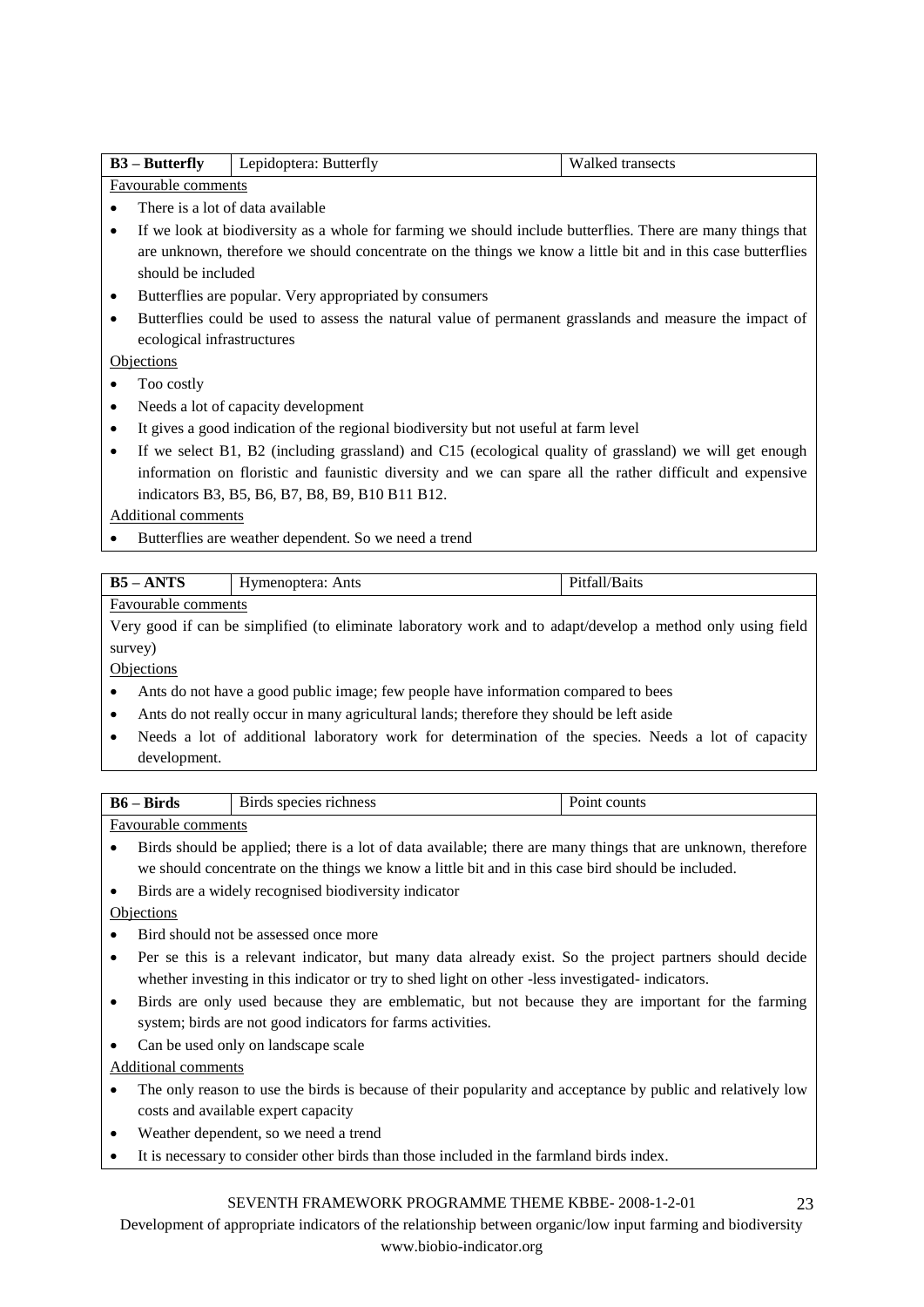| **B3 – Butterfly** | Lepidoptera: Butterfly | Walked transects |
|---|---|---|

Favourable comments

- There is a lot of data available
- If we look at biodiversity as a whole for farming we should include butterflies. There are many things that are unknown, therefore we should concentrate on the things we know a little bit and in this case butterflies should be included
- Butterflies are popular. Very appropriated by consumers
- Butterflies could be used to assess the natural value of permanent grasslands and measure the impact of ecological infrastructures

Objections

- Too costly
- Needs a lot of capacity development
- It gives a good indication of the regional biodiversity but not useful at farm level
- If we select B1, B2 (including grassland) and C15 (ecological quality of grassland) we will get enough information on floristic and faunistic diversity and we can spare all the rather difficult and expensive indicators B3, B5, B6, B7, B8, B9, B10 B11 B12.

Additional comments

- Butterflies are weather dependent. So we need a trend

| **B5 – ANTS** | Hymenoptera: Ants | Pitfall/Baits |
|---|---|---|

Favourable comments

Very good if can be simplified (to eliminate laboratory work and to adapt/develop a method only using field survey)

Objections

- Ants do not have a good public image; few people have information compared to bees
- Ants do not really occur in many agricultural lands; therefore they should be left aside
- Needs a lot of additional laboratory work for determination of the species. Needs a lot of capacity development.

| **B6 – Birds** | Birds species richness | Point counts |
|---|---|---|

Favourable comments

- Birds should be applied; there is a lot of data available; there are many things that are unknown, therefore we should concentrate on the things we know a little bit and in this case bird should be included.
- Birds are a widely recognised biodiversity indicator

Objections

- Bird should not be assessed once more
- Per se this is a relevant indicator, but many data already exist. So the project partners should decide whether investing in this indicator or try to shed light on other -less investigated- indicators.
- Birds are only used because they are emblematic, but not because they are important for the farming system; birds are not good indicators for farms activities.
- Can be used only on landscape scale

Additional comments

- The only reason to use the birds is because of their popularity and acceptance by public and relatively low costs and available expert capacity
- Weather dependent, so we need a trend
- It is necessary to consider other birds than those included in the farmland birds index.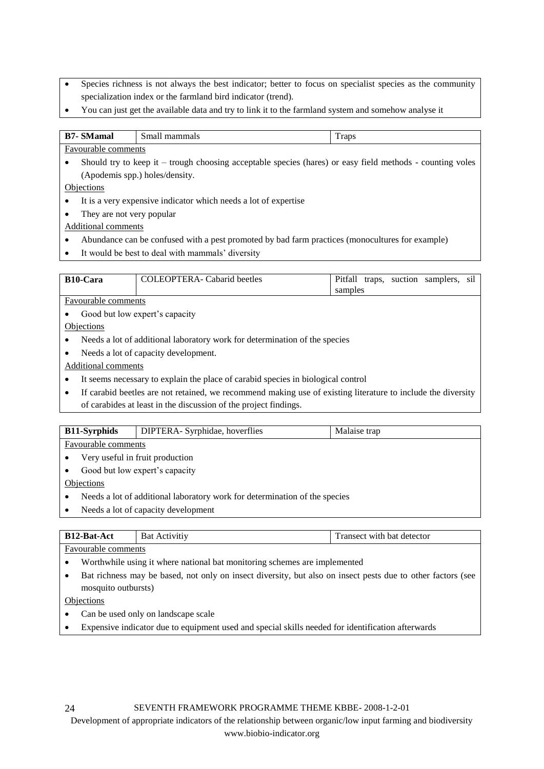- Species richness is not always the best indicator; better to focus on specialist species as the community specialization index or the farmland bird indicator (trend).
- You can just get the available data and try to link it to the farmland system and somehow analyse it

| **B7- SMamal** | Small mammals | Traps |
|---|---|---|

Favourable comments

- Should try to keep it – trough choosing acceptable species (hares) or easy field methods - counting voles (Apodemis spp.) holes/density.

Objections

- It is a very expensive indicator which needs a lot of expertise
- They are not very popular

Additional comments

- Abundance can be confused with a pest promoted by bad farm practices (monocultures for example)
- It would be best to deal with mammals' diversity

| **B10-Cara** | COLEOPTERA- Cabarid beetles | Pitfall traps, suction samplers, sil samples |
|---|---|---|

Favourable comments

- Good but low expert's capacity

Objections

- Needs a lot of additional laboratory work for determination of the species
- Needs a lot of capacity development.

Additional comments

- It seems necessary to explain the place of carabid species in biological control
- If carabid beetles are not retained, we recommend making use of existing literature to include the diversity of carabides at least in the discussion of the project findings.

| **B11-Syrphids** | DIPTERA- Syrphidae, hoverflies | Malaise trap |
|---|---|---|

Favourable comments

- Very useful in fruit production
- Good but low expert's capacity

Objections

- Needs a lot of additional laboratory work for determination of the species
- Needs a lot of capacity development

| **B12-Bat-Act** | Bat Activitiy | Transect with bat detector |
|---|---|---|

Favourable comments

- Worthwhile using it where national bat monitoring schemes are implemented
- Bat richness may be based, not only on insect diversity, but also on insect pests due to other factors (see mosquito outbursts)

Objections

- Can be used only on landscape scale
- Expensive indicator due to equipment used and special skills needed for identification afterwards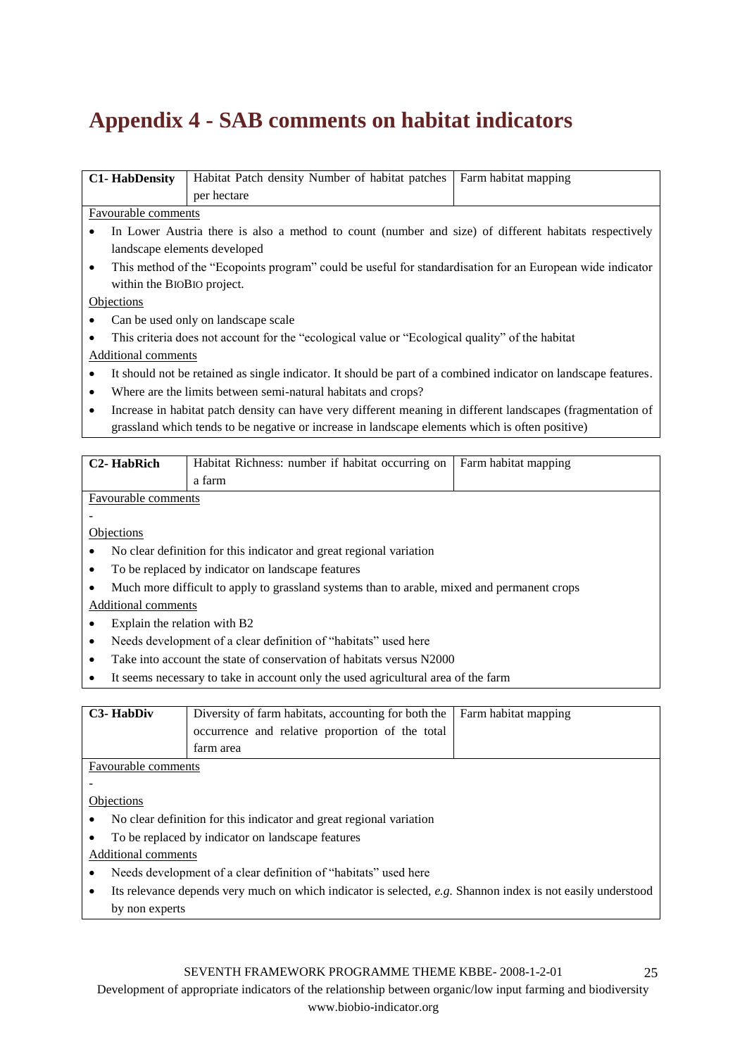# Appendix 4 - SAB comments on habitat indicators

| C1- HabDensity | Habitat Patch density Number of habitat patches per hectare | Farm habitat mapping |
|---|---|---|

Favourable comments

- In Lower Austria there is also a method to count (number and size) of different habitats respectively landscape elements developed
- This method of the "Ecopoints program" could be useful for standardisation for an European wide indicator within the BIOBIO project.

Objections

- Can be used only on landscape scale
- This criteria does not account for the "ecological value or "Ecological quality" of the habitat

Additional comments

- It should not be retained as single indicator. It should be part of a combined indicator on landscape features.
- Where are the limits between semi-natural habitats and crops?
- Increase in habitat patch density can have very different meaning in different landscapes (fragmentation of grassland which tends to be negative or increase in landscape elements which is often positive)

| C2- HabRich | Habitat Richness: number if habitat occurring on a farm | Farm habitat mapping |
|---|---|---|

Favourable comments

-

Objections

- No clear definition for this indicator and great regional variation
- To be replaced by indicator on landscape features
- Much more difficult to apply to grassland systems than to arable, mixed and permanent crops

Additional comments

- Explain the relation with B2
- Needs development of a clear definition of "habitats" used here
- Take into account the state of conservation of habitats versus N2000
- It seems necessary to take in account only the used agricultural area of the farm

| C3- HabDiv | Diversity of farm habitats, accounting for both the occurrence and relative proportion of the total farm area | Farm habitat mapping |
|---|---|---|

Favourable comments

-

Objections

- No clear definition for this indicator and great regional variation
- To be replaced by indicator on landscape features

Additional comments

- Needs development of a clear definition of "habitats" used here
- Its relevance depends very much on which indicator is selected, *e.g.* Shannon index is not easily understood by non experts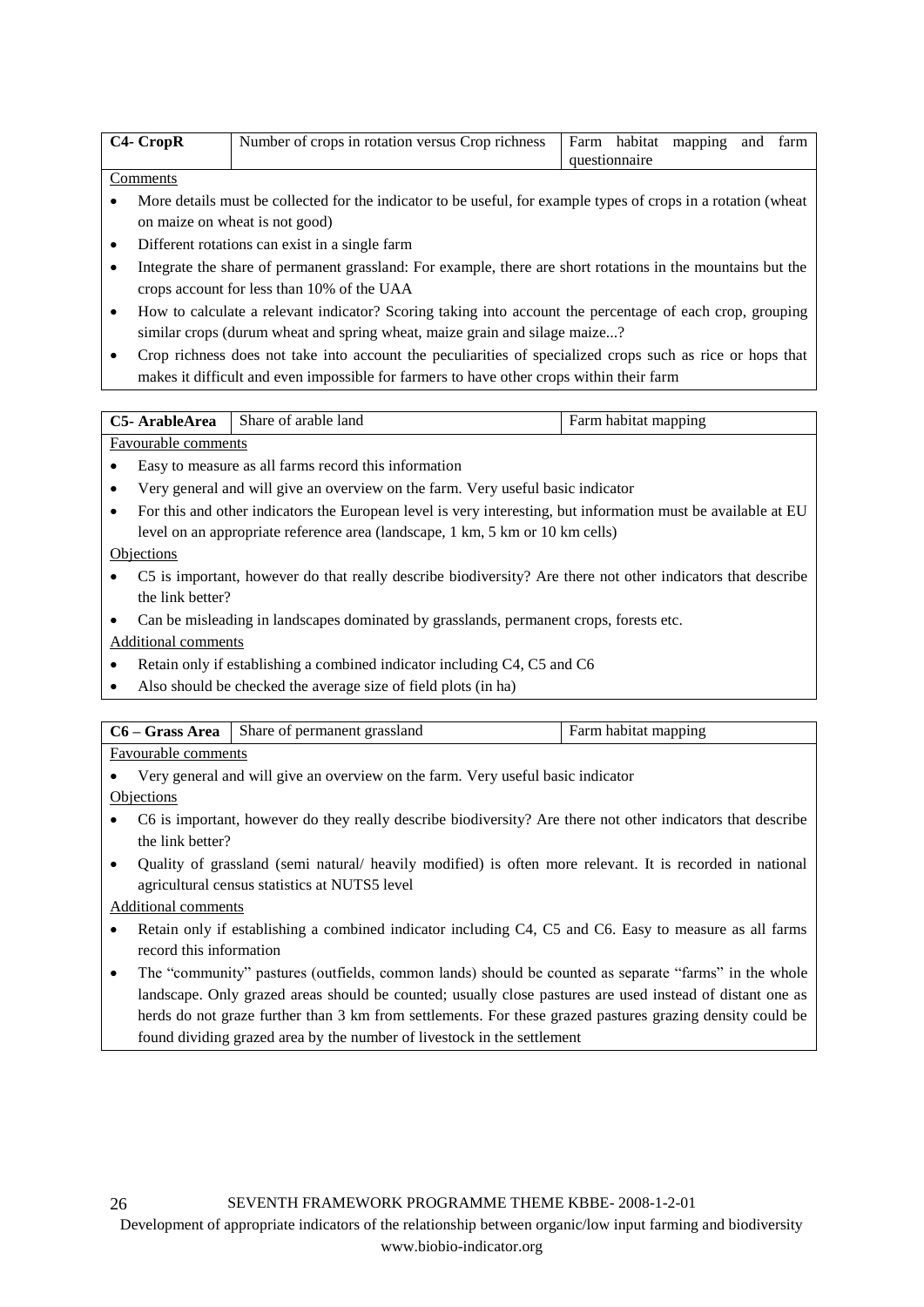| C4- CropR | Number of crops in rotation versus Crop richness | Farm habitat mapping and farm questionnaire |
|---|---|---|

Comments

- More details must be collected for the indicator to be useful, for example types of crops in a rotation (wheat on maize on wheat is not good)
- Different rotations can exist in a single farm
- Integrate the share of permanent grassland: For example, there are short rotations in the mountains but the crops account for less than 10% of the UAA
- How to calculate a relevant indicator? Scoring taking into account the percentage of each crop, grouping similar crops (durum wheat and spring wheat, maize grain and silage maize...?
- Crop richness does not take into account the peculiarities of specialized crops such as rice or hops that makes it difficult and even impossible for farmers to have other crops within their farm

| C5- ArableArea | Share of arable land | Farm habitat mapping |
|---|---|---|

Favourable comments

- Easy to measure as all farms record this information
- Very general and will give an overview on the farm. Very useful basic indicator
- For this and other indicators the European level is very interesting, but information must be available at EU level on an appropriate reference area (landscape, 1 km, 5 km or 10 km cells)

Objections

- C5 is important, however do that really describe biodiversity? Are there not other indicators that describe the link better?
- Can be misleading in landscapes dominated by grasslands, permanent crops, forests etc.

Additional comments

- Retain only if establishing a combined indicator including C4, C5 and C6
- Also should be checked the average size of field plots (in ha)

| C6 – Grass Area | Share of permanent grassland | Farm habitat mapping |
|---|---|---|

Favourable comments

- Very general and will give an overview on the farm. Very useful basic indicator

Objections

- C6 is important, however do they really describe biodiversity? Are there not other indicators that describe the link better?
- Quality of grassland (semi natural/ heavily modified) is often more relevant. It is recorded in national agricultural census statistics at NUTS5 level

Additional comments

- Retain only if establishing a combined indicator including C4, C5 and C6. Easy to measure as all farms record this information
- The "community" pastures (outfields, common lands) should be counted as separate "farms" in the whole landscape. Only grazed areas should be counted; usually close pastures are used instead of distant one as herds do not graze further than 3 km from settlements. For these grazed pastures grazing density could be found dividing grazed area by the number of livestock in the settlement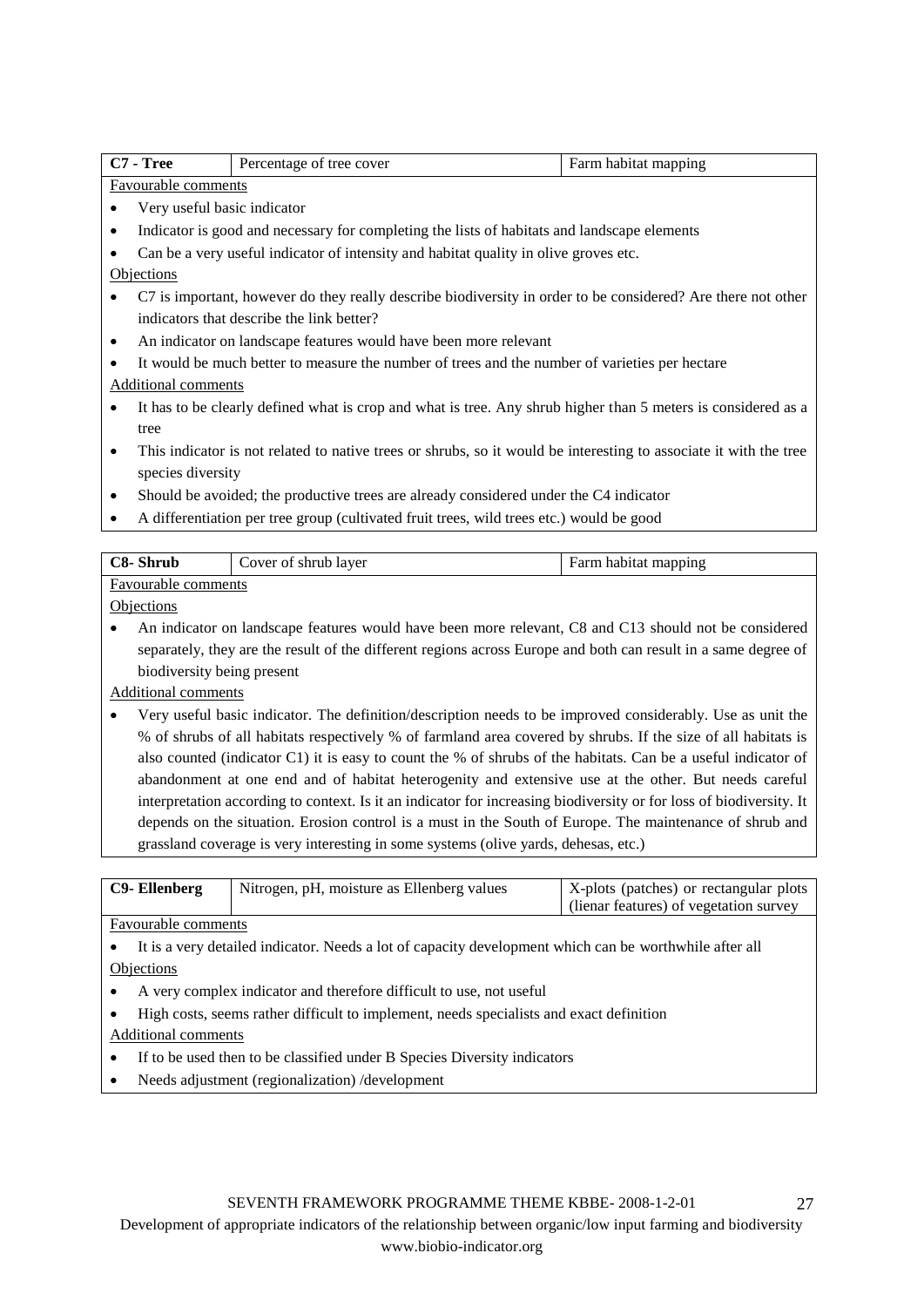| C7 - Tree | Percentage of tree cover | Farm habitat mapping |
|---|---|---|

Favourable comments

- Very useful basic indicator
- Indicator is good and necessary for completing the lists of habitats and landscape elements
- Can be a very useful indicator of intensity and habitat quality in olive groves etc.

Objections

- C7 is important, however do they really describe biodiversity in order to be considered? Are there not other indicators that describe the link better?
- An indicator on landscape features would have been more relevant
- It would be much better to measure the number of trees and the number of varieties per hectare

Additional comments

- It has to be clearly defined what is crop and what is tree. Any shrub higher than 5 meters is considered as a tree
- This indicator is not related to native trees or shrubs, so it would be interesting to associate it with the tree species diversity
- Should be avoided; the productive trees are already considered under the C4 indicator
- A differentiation per tree group (cultivated fruit trees, wild trees etc.) would be good

| C8- Shrub | Cover of shrub layer | Farm habitat mapping |
|---|---|---|

Favourable comments

Objections

- An indicator on landscape features would have been more relevant, C8 and C13 should not be considered separately, they are the result of the different regions across Europe and both can result in a same degree of biodiversity being present

Additional comments

- Very useful basic indicator. The definition/description needs to be improved considerably. Use as unit the % of shrubs of all habitats respectively % of farmland area covered by shrubs. If the size of all habitats is also counted (indicator C1) it is easy to count the % of shrubs of the habitats. Can be a useful indicator of abandonment at one end and of habitat heterogenity and extensive use at the other. But needs careful interpretation according to context. Is it an indicator for increasing biodiversity or for loss of biodiversity. It depends on the situation. Erosion control is a must in the South of Europe. The maintenance of shrub and grassland coverage is very interesting in some systems (olive yards, dehesas, etc.)

| C9- Ellenberg | Nitrogen, pH, moisture as Ellenberg values | X-plots (patches) or rectangular plots (lienar features) of vegetation survey |
|---|---|---|

Favourable comments

- It is a very detailed indicator. Needs a lot of capacity development which can be worthwhile after all

Objections

- A very complex indicator and therefore difficult to use, not useful
- High costs, seems rather difficult to implement, needs specialists and exact definition

Additional comments

- If to be used then to be classified under B Species Diversity indicators
- Needs adjustment (regionalization) /development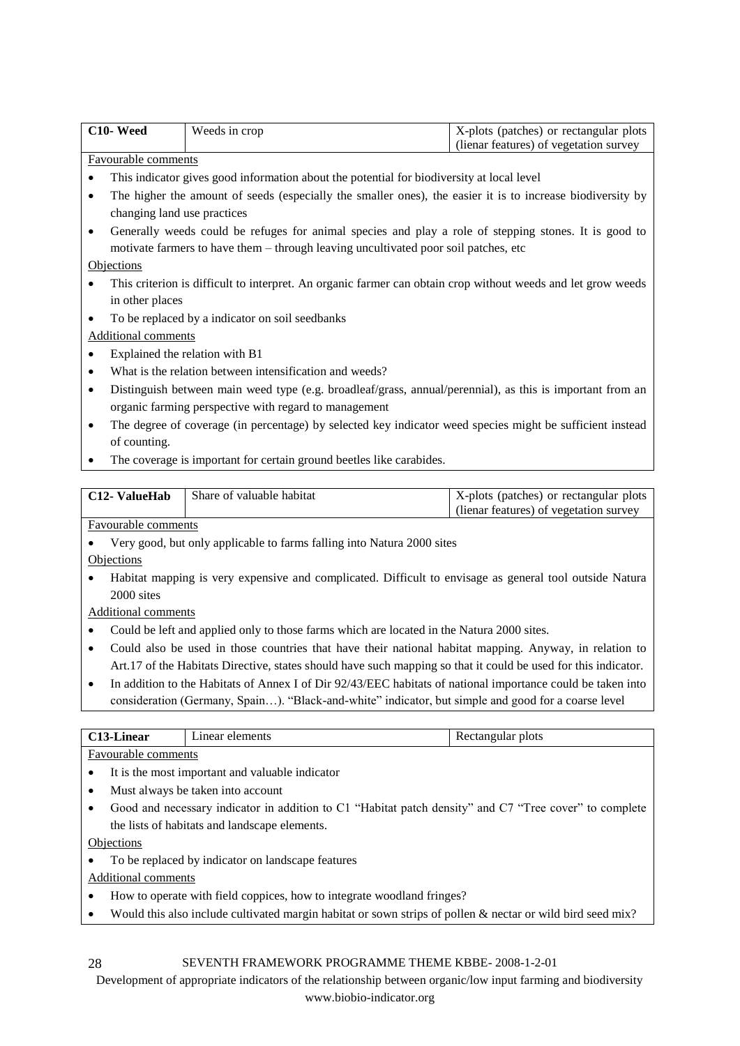| C10- Weed | Weeds in crop | X-plots (patches) or rectangular plots (lienar features) of vegetation survey |
|---|---|---|

Favourable comments

- This indicator gives good information about the potential for biodiversity at local level
- The higher the amount of seeds (especially the smaller ones), the easier it is to increase biodiversity by changing land use practices
- Generally weeds could be refuges for animal species and play a role of stepping stones. It is good to motivate farmers to have them – through leaving uncultivated poor soil patches, etc

Objections

- This criterion is difficult to interpret. An organic farmer can obtain crop without weeds and let grow weeds in other places
- To be replaced by a indicator on soil seedbanks

Additional comments

- Explained the relation with B1
- What is the relation between intensification and weeds?
- Distinguish between main weed type (e.g. broadleaf/grass, annual/perennial), as this is important from an organic farming perspective with regard to management
- The degree of coverage (in percentage) by selected key indicator weed species might be sufficient instead of counting.
- The coverage is important for certain ground beetles like carabides.

| C12- ValueHab | Share of valuable habitat | X-plots (patches) or rectangular plots (lienar features) of vegetation survey |
|---|---|---|

Favourable comments

- Very good, but only applicable to farms falling into Natura 2000 sites

Objections

- Habitat mapping is very expensive and complicated. Difficult to envisage as general tool outside Natura 2000 sites

Additional comments

- Could be left and applied only to those farms which are located in the Natura 2000 sites.
- Could also be used in those countries that have their national habitat mapping. Anyway, in relation to Art.17 of the Habitats Directive, states should have such mapping so that it could be used for this indicator.
- In addition to the Habitats of Annex I of Dir 92/43/EEC habitats of national importance could be taken into consideration (Germany, Spain…). "Black-and-white" indicator, but simple and good for a coarse level

| C13-Linear | Linear elements | Rectangular plots |
|---|---|---|

Favourable comments

- It is the most important and valuable indicator
- Must always be taken into account
- Good and necessary indicator in addition to C1 "Habitat patch density" and C7 "Tree cover" to complete the lists of habitats and landscape elements.

Objections

- To be replaced by indicator on landscape features

Additional comments

- How to operate with field coppices, how to integrate woodland fringes?
- Would this also include cultivated margin habitat or sown strips of pollen & nectar or wild bird seed mix?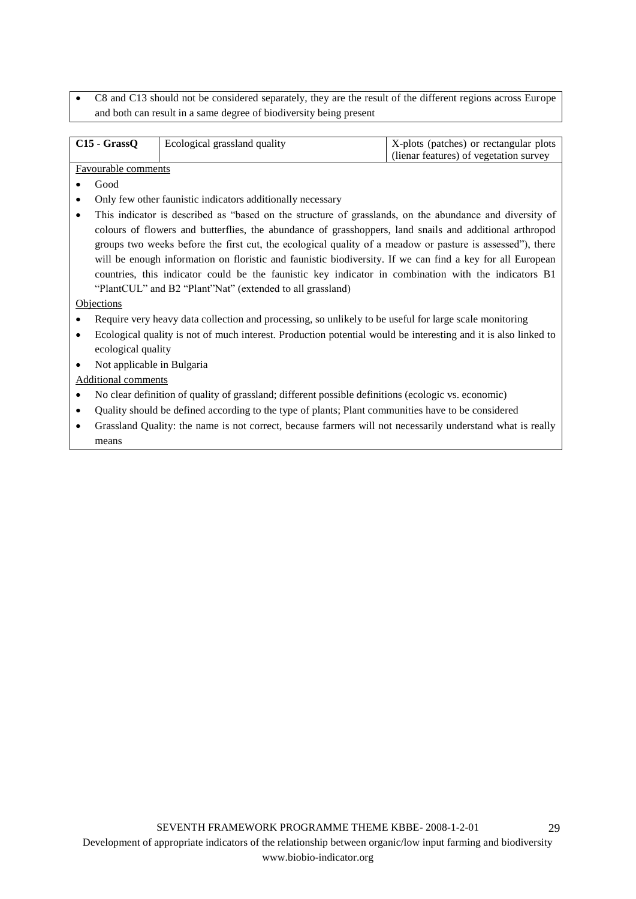- C8 and C13 should not be considered separately, they are the result of the different regions across Europe and both can result in a same degree of biodiversity being present

| C15 - GrassQ | Ecological grassland quality | X-plots (patches) or rectangular plots (lienar features) of vegetation survey |
|---|---|---|

Favourable comments

- Good
- Only few other faunistic indicators additionally necessary
- This indicator is described as "based on the structure of grasslands, on the abundance and diversity of colours of flowers and butterflies, the abundance of grasshoppers, land snails and additional arthropod groups two weeks before the first cut, the ecological quality of a meadow or pasture is assessed"), there will be enough information on floristic and faunistic biodiversity. If we can find a key for all European countries, this indicator could be the faunistic key indicator in combination with the indicators B1 "PlantCUL" and B2 "Plant"Nat" (extended to all grassland)

Objections

- Require very heavy data collection and processing, so unlikely to be useful for large scale monitoring
- Ecological quality is not of much interest. Production potential would be interesting and it is also linked to ecological quality
- Not applicable in Bulgaria

Additional comments

- No clear definition of quality of grassland; different possible definitions (ecologic vs. economic)
- Quality should be defined according to the type of plants; Plant communities have to be considered
- Grassland Quality: the name is not correct, because farmers will not necessarily understand what is really means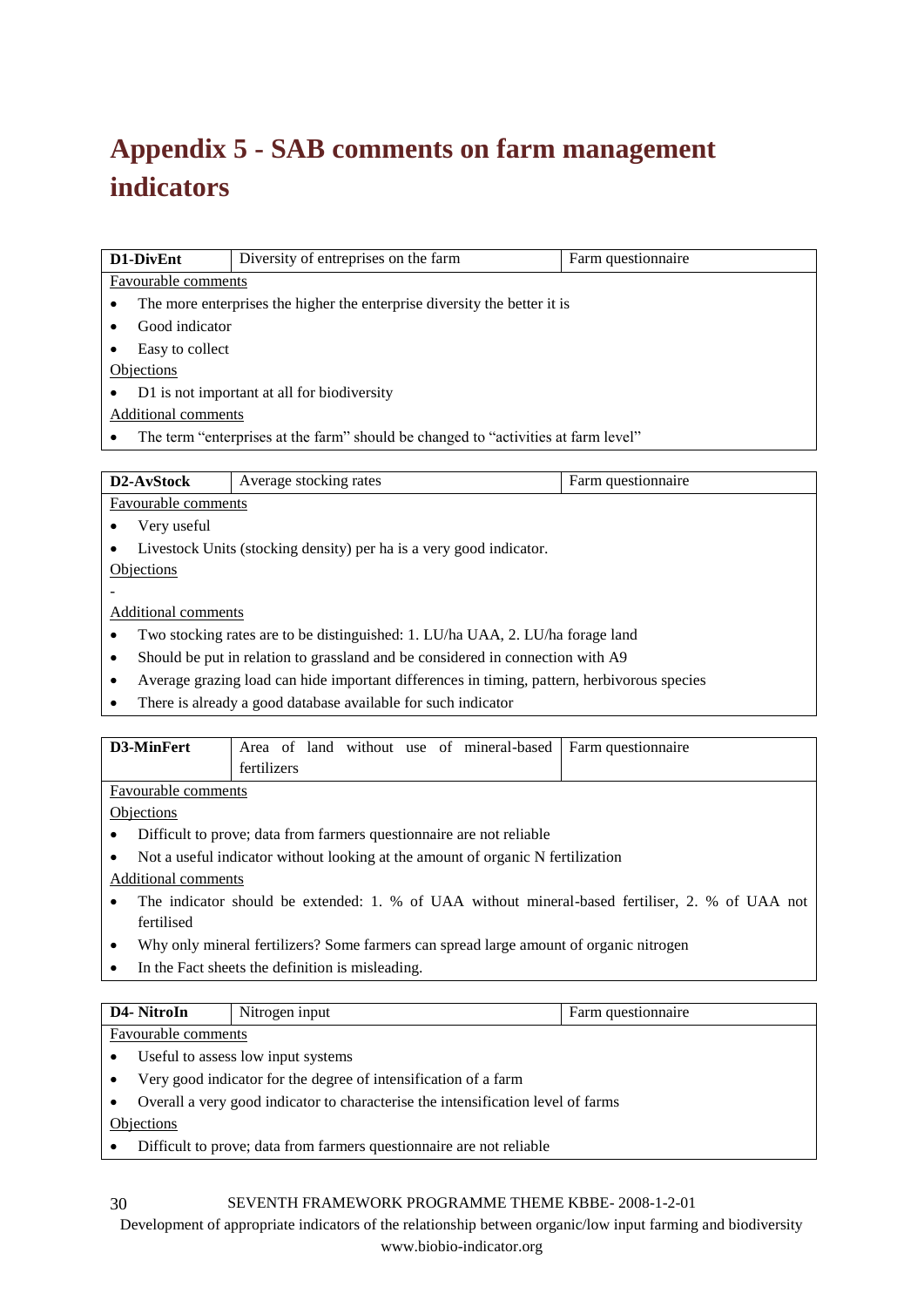# Appendix 5 - SAB comments on farm management indicators

| **D1-DivEnt** | Diversity of entreprises on the farm | Farm questionnaire |
|---|---|---|

Favourable comments

- The more enterprises the higher the enterprise diversity the better it is
- Good indicator
- Easy to collect

Objections

- D1 is not important at all for biodiversity

Additional comments

- The term "enterprises at the farm" should be changed to "activities at farm level"

| **D2-AvStock** | Average stocking rates | Farm questionnaire |
|---|---|---|

Favourable comments

- Very useful
- Livestock Units (stocking density) per ha is a very good indicator.

Objections

-

Additional comments

- Two stocking rates are to be distinguished: 1. LU/ha UAA, 2. LU/ha forage land
- Should be put in relation to grassland and be considered in connection with A9
- Average grazing load can hide important differences in timing, pattern, herbivorous species
- There is already a good database available for such indicator

| **D3-MinFert** | Area of land without use of mineral-based fertilizers | Farm questionnaire |
|---|---|---|

Favourable comments

Objections

- Difficult to prove; data from farmers questionnaire are not reliable
- Not a useful indicator without looking at the amount of organic N fertilization

Additional comments

- The indicator should be extended: 1. % of UAA without mineral-based fertiliser, 2. % of UAA not fertilised
- Why only mineral fertilizers? Some farmers can spread large amount of organic nitrogen
- In the Fact sheets the definition is misleading.

| **D4- NitroIn** | Nitrogen input | Farm questionnaire |
|---|---|---|

Favourable comments

- Useful to assess low input systems
- Very good indicator for the degree of intensification of a farm
- Overall a very good indicator to characterise the intensification level of farms

Objections

- Difficult to prove; data from farmers questionnaire are not reliable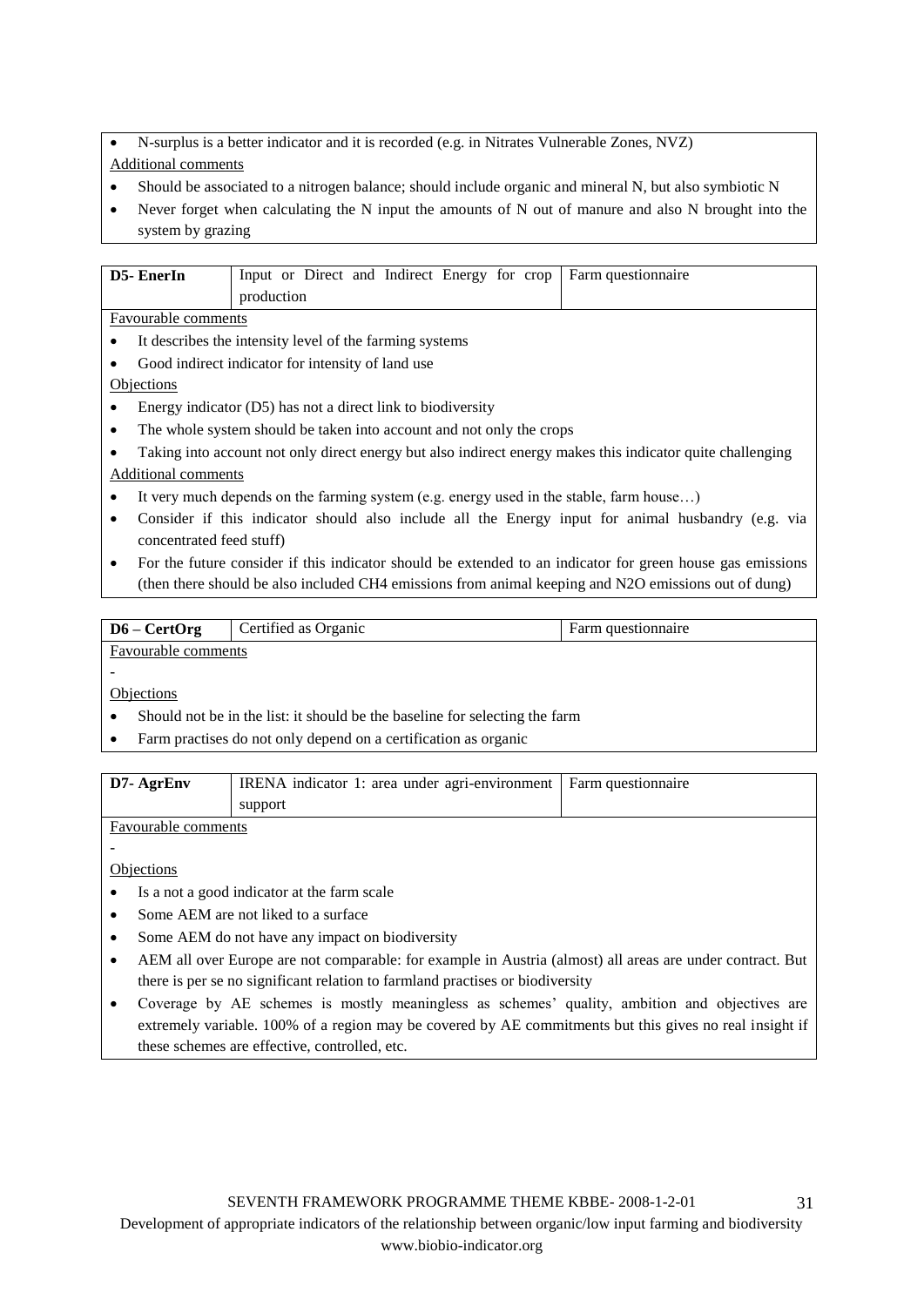- N-surplus is a better indicator and it is recorded (e.g. in Nitrates Vulnerable Zones, NVZ)

Additional comments

- Should be associated to a nitrogen balance; should include organic and mineral N, but also symbiotic N
- Never forget when calculating the N input the amounts of N out of manure and also N brought into the system by grazing

| **D5- EnerIn** | Input or Direct and Indirect Energy for crop production | Farm questionnaire |
|---|---|---|

Favourable comments

- It describes the intensity level of the farming systems
- Good indirect indicator for intensity of land use

Objections

- Energy indicator (D5) has not a direct link to biodiversity
- The whole system should be taken into account and not only the crops
- Taking into account not only direct energy but also indirect energy makes this indicator quite challenging

Additional comments

- It very much depends on the farming system (e.g. energy used in the stable, farm house…)
- Consider if this indicator should also include all the Energy input for animal husbandry (e.g. via concentrated feed stuff)
- For the future consider if this indicator should be extended to an indicator for green house gas emissions (then there should be also included $CH_4$ emissions from animal keeping and $N_2O$ emissions out of dung)

| **D6 – CertOrg** | Certified as Organic | Farm questionnaire |
|---|---|---|

Favourable comments

-

Objections

- Should not be in the list: it should be the baseline for selecting the farm
- Farm practises do not only depend on a certification as organic

| **D7- AgrEnv** | IRENA indicator 1: area under agri-environment support | Farm questionnaire |
|---|---|---|

Favourable comments

-

Objections

- Is a not a good indicator at the farm scale
- Some AEM are not liked to a surface
- Some AEM do not have any impact on biodiversity
- AEM all over Europe are not comparable: for example in Austria (almost) all areas are under contract. But there is per se no significant relation to farmland practises or biodiversity
- Coverage by AE schemes is mostly meaningless as schemes' quality, ambition and objectives are extremely variable. 100% of a region may be covered by AE commitments but this gives no real insight if these schemes are effective, controlled, etc.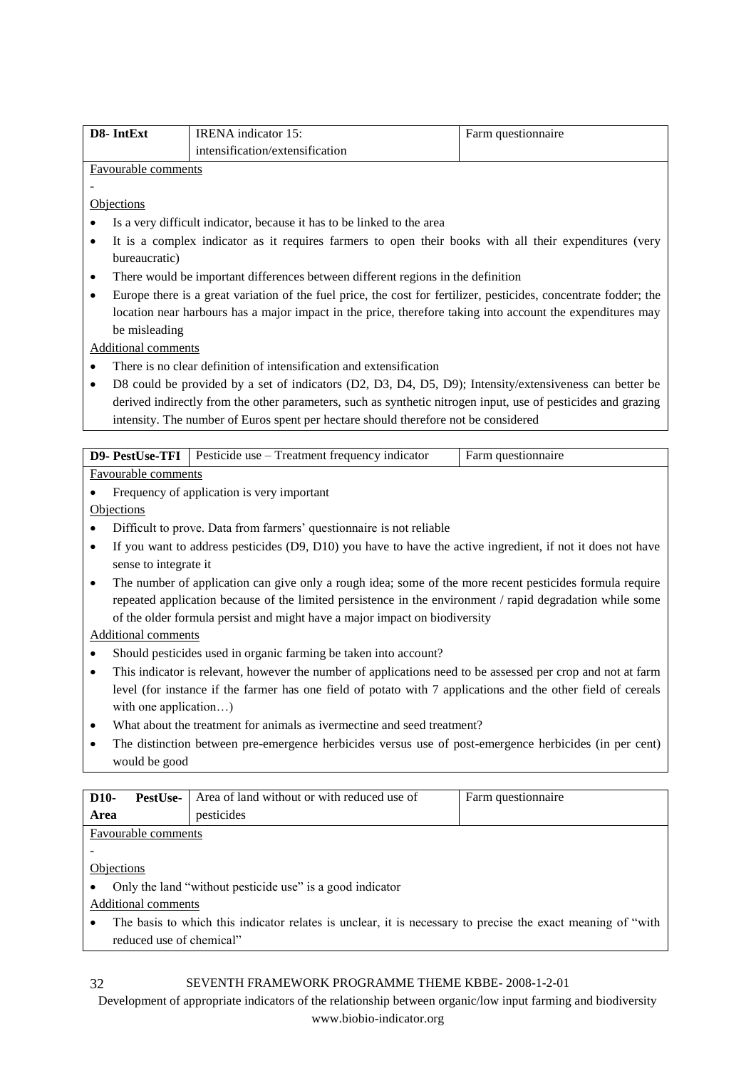| D8- IntExt | IRENA indicator 15: intensification/extensification | Farm questionnaire |
|---|---|---|

Favourable comments

-

Objections

- Is a very difficult indicator, because it has to be linked to the area
- It is a complex indicator as it requires farmers to open their books with all their expenditures (very bureaucratic)
- There would be important differences between different regions in the definition
- Europe there is a great variation of the fuel price, the cost for fertilizer, pesticides, concentrate fodder; the location near harbours has a major impact in the price, therefore taking into account the expenditures may be misleading

Additional comments

- There is no clear definition of intensification and extensification
- D8 could be provided by a set of indicators (D2, D3, D4, D5, D9); Intensity/extensiveness can better be derived indirectly from the other parameters, such as synthetic nitrogen input, use of pesticides and grazing intensity. The number of Euros spent per hectare should therefore not be considered

| D9- PestUse-TFI | Pesticide use – Treatment frequency indicator | Farm questionnaire |
|---|---|---|

Favourable comments

- Frequency of application is very important

Objections

- Difficult to prove. Data from farmers' questionnaire is not reliable
- If you want to address pesticides (D9, D10) you have to have the active ingredient, if not it does not have sense to integrate it
- The number of application can give only a rough idea; some of the more recent pesticides formula require repeated application because of the limited persistence in the environment / rapid degradation while some of the older formula persist and might have a major impact on biodiversity

Additional comments

- Should pesticides used in organic farming be taken into account?
- This indicator is relevant, however the number of applications need to be assessed per crop and not at farm level (for instance if the farmer has one field of potato with 7 applications and the other field of cereals with one application…)
- What about the treatment for animals as ivermectine and seed treatment?
- The distinction between pre-emergence herbicides versus use of post-emergence herbicides (in per cent) would be good

| D10- PestUse-Area | Area of land without or with reduced use of pesticides | Farm questionnaire |
|---|---|---|

Favourable comments

-

Objections

- Only the land "without pesticide use" is a good indicator

Additional comments

- The basis to which this indicator relates is unclear, it is necessary to precise the exact meaning of "with reduced use of chemical"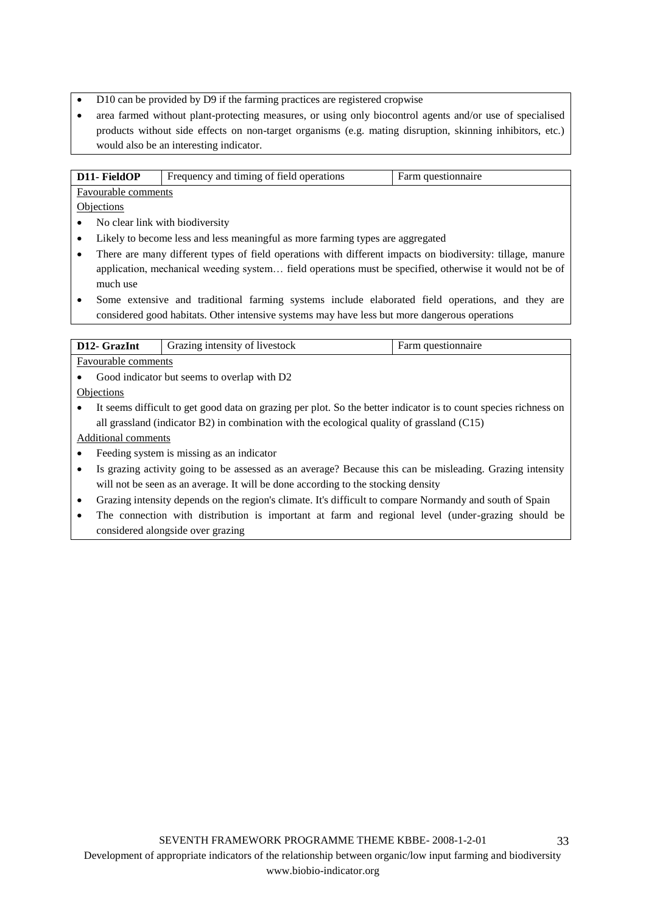- D10 can be provided by D9 if the farming practices are registered cropwise
- area farmed without plant-protecting measures, or using only biocontrol agents and/or use of specialised products without side effects on non-target organisms (e.g. mating disruption, skinning inhibitors, etc.) would also be an interesting indicator.

| **D11- FieldOP** | Frequency and timing of field operations | Farm questionnaire |
|---|---|---|

Favourable comments

Objections

- No clear link with biodiversity
- Likely to become less and less meaningful as more farming types are aggregated
- There are many different types of field operations with different impacts on biodiversity: tillage, manure application, mechanical weeding system… field operations must be specified, otherwise it would not be of much use
- Some extensive and traditional farming systems include elaborated field operations, and they are considered good habitats. Other intensive systems may have less but more dangerous operations

| **D12- GrazInt** | Grazing intensity of livestock | Farm questionnaire |
|---|---|---|

Favourable comments

- Good indicator but seems to overlap with D2

Objections

- It seems difficult to get good data on grazing per plot. So the better indicator is to count species richness on all grassland (indicator B2) in combination with the ecological quality of grassland (C15)

Additional comments

- Feeding system is missing as an indicator
- Is grazing activity going to be assessed as an average? Because this can be misleading. Grazing intensity will not be seen as an average. It will be done according to the stocking density
- Grazing intensity depends on the region's climate. It's difficult to compare Normandy and south of Spain
- The connection with distribution is important at farm and regional level (under-grazing should be considered alongside over grazing